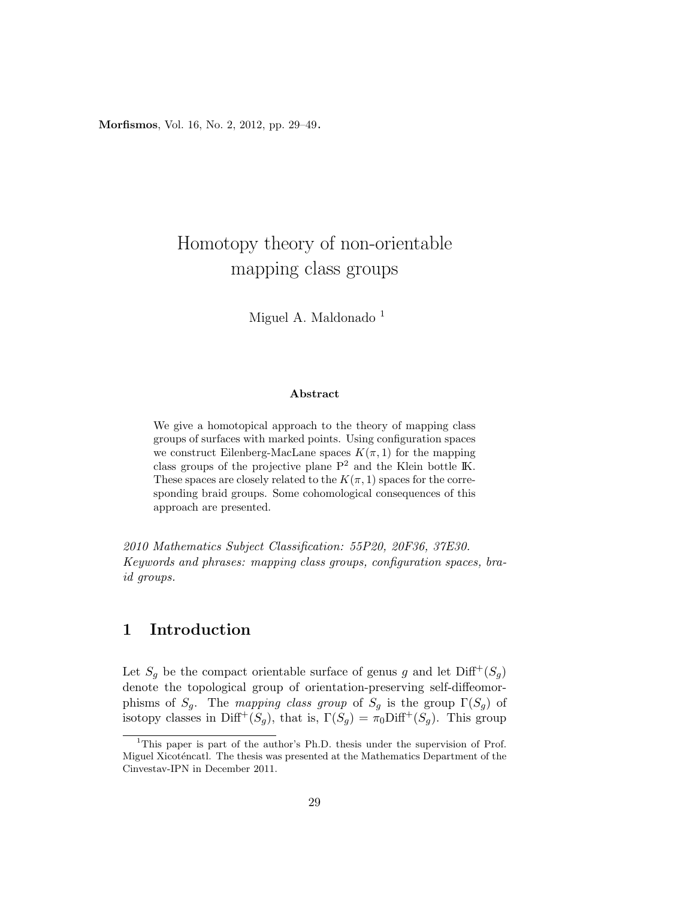# Homotopy theory of non-orientable mapping class groups

Miguel A. Maldonado [1]

**Abstract**

We give a homotopical approach to the theory of mapping class groups of surfaces with marked points. Using configuration spaces we construct Eilenberg-MacLane spaces $K(\pi, 1)$ for the mapping class groups of the projective plane $\mathrm{P}^2$ and the Klein bottle $\mathbb{K}$. These spaces are closely related to the $K(\pi, 1)$ spaces for the corresponding braid groups. Some cohomological consequences of this approach are presented.

*2010 Mathematics Subject Classification: 55P20, 20F36, 37E30.*
*Keywords and phrases: mapping class groups, configuration spaces, braid groups.*

## 1 Introduction

Let $S_g$ be the compact orientable surface of genus $g$ and let $\mathrm{Diff}^+(S_g)$ denote the topological group of orientation-preserving self-diffeomorphisms of $S_g$. The *mapping class group* of $S_g$ is the group $\Gamma(S_g)$ of isotopy classes in $\mathrm{Diff}^+(S_g)$, that is, $\Gamma(S_g) = \pi_0 \mathrm{Diff}^+(S_g)$. This group

[1] This paper is part of the author's Ph.D. thesis under the supervision of Prof. Miguel Xicoténcatl. The thesis was presented at the Mathematics Department of the Cinvestav-IPN in December 2011.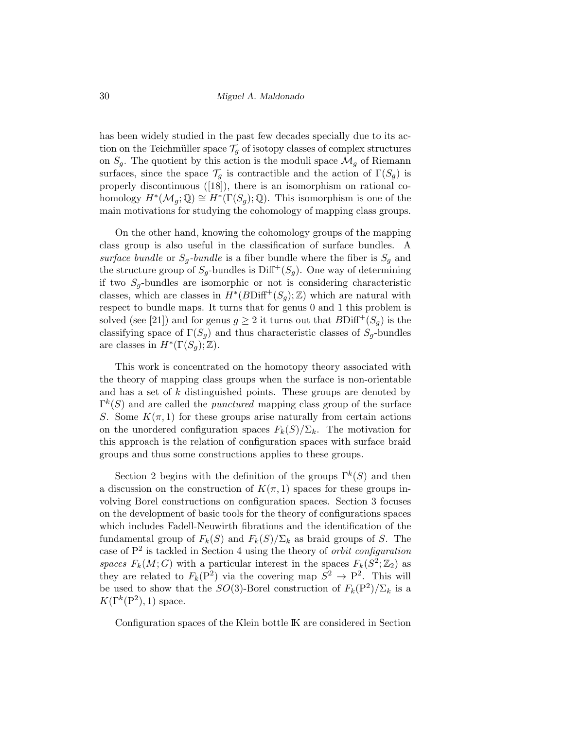has been widely studied in the past few decades specially due to its action on the Teichmüller space $\mathcal{T}_g$ of isotopy classes of complex structures on $S_g$. The quotient by this action is the moduli space $\mathcal{M}_g$ of Riemann surfaces, since the space $\mathcal{T}_g$ is contractible and the action of $\Gamma(S_g)$ is properly discontinuous ([18]), there is an isomorphism on rational cohomology $H^*(\mathcal{M}_g;\mathbb{Q}) \cong H^*(\Gamma(S_g);\mathbb{Q})$. This isomorphism is one of the main motivations for studying the cohomology of mapping class groups.

On the other hand, knowing the cohomology groups of the mapping class group is also useful in the classification of surface bundles. A *surface bundle* or $S_g$*-bundle* is a fiber bundle where the fiber is $S_g$ and the structure group of $S_g$-bundles is $\mathrm{Diff}^+(S_g)$. One way of determining if two $S_g$-bundles are isomorphic or not is considering characteristic classes, which are classes in $H^*(B\mathrm{Diff}^+(S_g);\mathbb{Z})$ which are natural with respect to bundle maps. It turns that for genus 0 and 1 this problem is solved (see [21]) and for genus $g \geq 2$ it turns out that $B\mathrm{Diff}^+(S_g)$ is the classifying space of $\Gamma(S_g)$ and thus characteristic classes of $S_g$-bundles are classes in $H^*(\Gamma(S_g);\mathbb{Z})$.

This work is concentrated on the homotopy theory associated with the theory of mapping class groups when the surface is non-orientable and has a set of $k$ distinguished points. These groups are denoted by $\Gamma^k(S)$ and are called the *punctured* mapping class group of the surface $S$. Some $K(\pi,1)$ for these groups arise naturally from certain actions on the unordered configuration spaces $F_k(S)/\Sigma_k$. The motivation for this approach is the relation of configuration spaces with surface braid groups and thus some constructions applies to these groups.

Section 2 begins with the definition of the groups $\Gamma^k(S)$ and then a discussion on the construction of $K(\pi,1)$ spaces for these groups involving Borel constructions on configuration spaces. Section 3 focuses on the development of basic tools for the theory of configurations spaces which includes Fadell-Neuwirth fibrations and the identification of the fundamental group of $F_k(S)$ and $F_k(S)/\Sigma_k$ as braid groups of $S$. The case of $\mathrm{P}^2$ is tackled in Section 4 using the theory of *orbit configuration spaces* $F_k(M;G)$ with a particular interest in the spaces $F_k(S^2;\mathbb{Z}_2)$ as they are related to $F_k(\mathrm{P}^2)$ via the covering map $S^2 \to \mathrm{P}^2$. This will be used to show that the $SO(3)$-Borel construction of $F_k(\mathrm{P}^2)/\Sigma_k$ is a $K(\Gamma^k(\mathrm{P}^2),1)$ space.

Configuration spaces of the Klein bottle $\mathbb{K}$ are considered in Section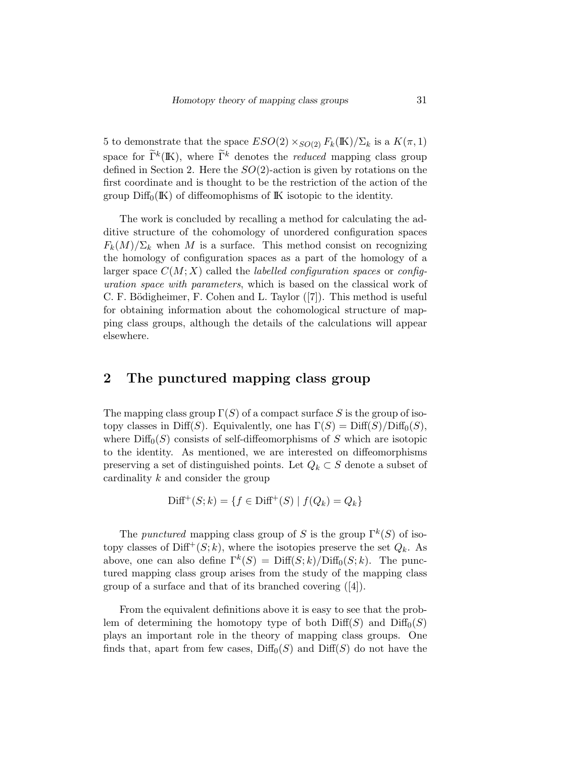5 to demonstrate that the space $ESO(2) \times_{SO(2)} F_k(\mathbb{K})/\Sigma_k$ is a $K(\pi, 1)$ space for $\widetilde{\Gamma}^k(\mathbb{K})$, where $\widetilde{\Gamma}^k$ denotes the *reduced* mapping class group defined in Section 2. Here the $SO(2)$-action is given by rotations on the first coordinate and is thought to be the restriction of the action of the group $\mathrm{Diff}_0(\mathbb{K})$ of diffeomophisms of $\mathbb{K}$ isotopic to the identity.

The work is concluded by recalling a method for calculating the additive structure of the cohomology of unordered configuration spaces $F_k(M)/\Sigma_k$ when $M$ is a surface. This method consist on recognizing the homology of configuration spaces as a part of the homology of a larger space $C(M; X)$ called the *labelled configuration spaces* or *configuration space with parameters*, which is based on the classical work of C. F. Bödigheimer, F. Cohen and L. Taylor ([7]). This method is useful for obtaining information about the cohomological structure of mapping class groups, although the details of the calculations will appear elsewhere.

## 2 The punctured mapping class group

The mapping class group $\Gamma(S)$ of a compact surface $S$ is the group of isotopy classes in $\mathrm{Diff}(S)$. Equivalently, one has $\Gamma(S) = \mathrm{Diff}(S)/\mathrm{Diff}_0(S)$, where $\mathrm{Diff}_0(S)$ consists of self-diffeomorphisms of $S$ which are isotopic to the identity. As mentioned, we are interested on diffeomorphisms preserving a set of distinguished points. Let $Q_k \subset S$ denote a subset of cardinality $k$ and consider the group

$$\mathrm{Diff}^+(S; k) = \{f \in \mathrm{Diff}^+(S) \mid f(Q_k) = Q_k\}$$

The *punctured* mapping class group of $S$ is the group $\Gamma^k(S)$ of isotopy classes of $\mathrm{Diff}^+(S; k)$, where the isotopies preserve the set $Q_k$. As above, one can also define $\Gamma^k(S) = \mathrm{Diff}(S; k)/\mathrm{Diff}_0(S; k)$. The punctured mapping class group arises from the study of the mapping class group of a surface and that of its branched covering ([4]).

From the equivalent definitions above it is easy to see that the problem of determining the homotopy type of both $\mathrm{Diff}(S)$ and $\mathrm{Diff}_0(S)$ plays an important role in the theory of mapping class groups. One finds that, apart from few cases, $\mathrm{Diff}_0(S)$ and $\mathrm{Diff}(S)$ do not have the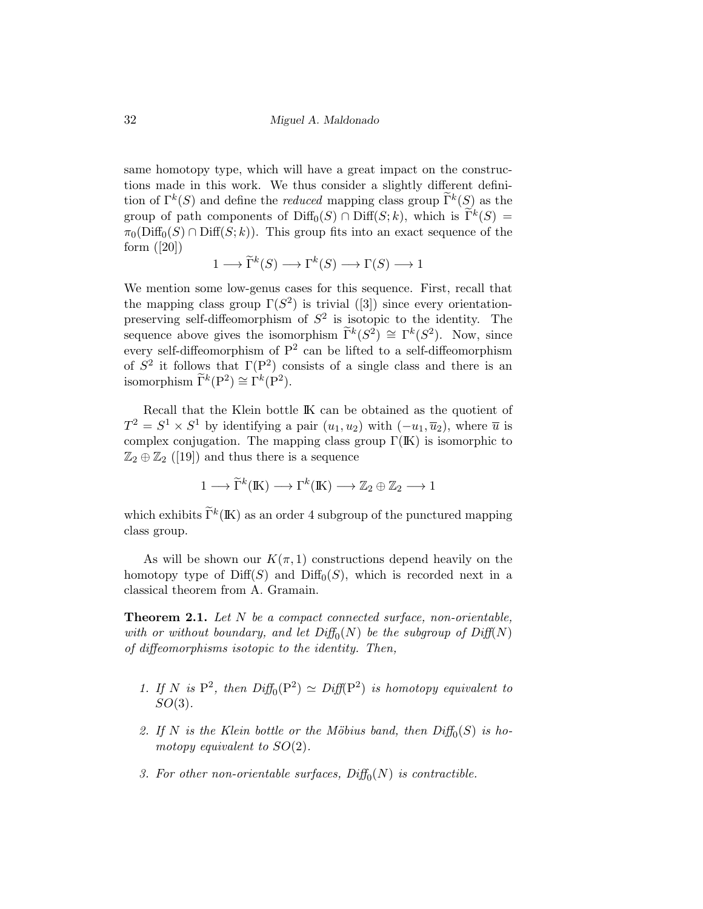same homotopy type, which will have a great impact on the constructions made in this work. We thus consider a slightly different definition of $\Gamma^k(S)$ and define the *reduced* mapping class group $\widetilde{\Gamma}^k(S)$ as the group of path components of $\mathrm{Diff}_0(S) \cap \mathrm{Diff}(S;k)$, which is $\widetilde{\Gamma}^k(S) = \pi_0(\mathrm{Diff}_0(S) \cap \mathrm{Diff}(S;k))$. This group fits into an exact sequence of the form ([20])

$$1 \longrightarrow \widetilde{\Gamma}^k(S) \longrightarrow \Gamma^k(S) \longrightarrow \Gamma(S) \longrightarrow 1$$

We mention some low-genus cases for this sequence. First, recall that the mapping class group $\Gamma(S^2)$ is trivial ([3]) since every orientation-preserving self-diffeomorphism of $S^2$ is isotopic to the identity. The sequence above gives the isomorphism $\widetilde{\Gamma}^k(S^2) \cong \Gamma^k(S^2)$. Now, since every self-diffeomorphism of $\mathrm{P}^2$ can be lifted to a self-diffeomorphism of $S^2$ it follows that $\Gamma(\mathrm{P}^2)$ consists of a single class and there is an isomorphism $\widetilde{\Gamma}^k(\mathrm{P}^2) \cong \Gamma^k(\mathrm{P}^2)$.

Recall that the Klein bottle $\mathbb{K}$ can be obtained as the quotient of $T^2 = S^1 \times S^1$ by identifying a pair $(u_1, u_2)$ with $(-u_1, \overline{u}_2)$, where $\overline{u}$ is complex conjugation. The mapping class group $\Gamma(\mathbb{K})$ is isomorphic to $\mathbb{Z}_2 \oplus \mathbb{Z}_2$ ([19]) and thus there is a sequence

$$1 \longrightarrow \widetilde{\Gamma}^k(\mathbb{K}) \longrightarrow \Gamma^k(\mathbb{K}) \longrightarrow \mathbb{Z}_2 \oplus \mathbb{Z}_2 \longrightarrow 1$$

which exhibits $\widetilde{\Gamma}^k(\mathbb{K})$ as an order 4 subgroup of the punctured mapping class group.

As will be shown our $K(\pi, 1)$ constructions depend heavily on the homotopy type of $\mathrm{Diff}(S)$ and $\mathrm{Diff}_0(S)$, which is recorded next in a classical theorem from A. Gramain.

**Theorem 2.1.** *Let $N$ be a compact connected surface, non-orientable, with or without boundary, and let $\mathrm{Diff}_0(N)$ be the subgroup of $\mathrm{Diff}(N)$ of diffeomorphisms isotopic to the identity. Then,*

1. *If $N$ is $\mathrm{P}^2$, then $\mathrm{Diff}_0(\mathrm{P}^2) \simeq \mathrm{Diff}(\mathrm{P}^2)$ is homotopy equivalent to $SO(3)$.*
2. *If $N$ is the Klein bottle or the Möbius band, then $\mathrm{Diff}_0(S)$ is homotopy equivalent to $SO(2)$.*
3. *For other non-orientable surfaces, $\mathrm{Diff}_0(N)$ is contractible.*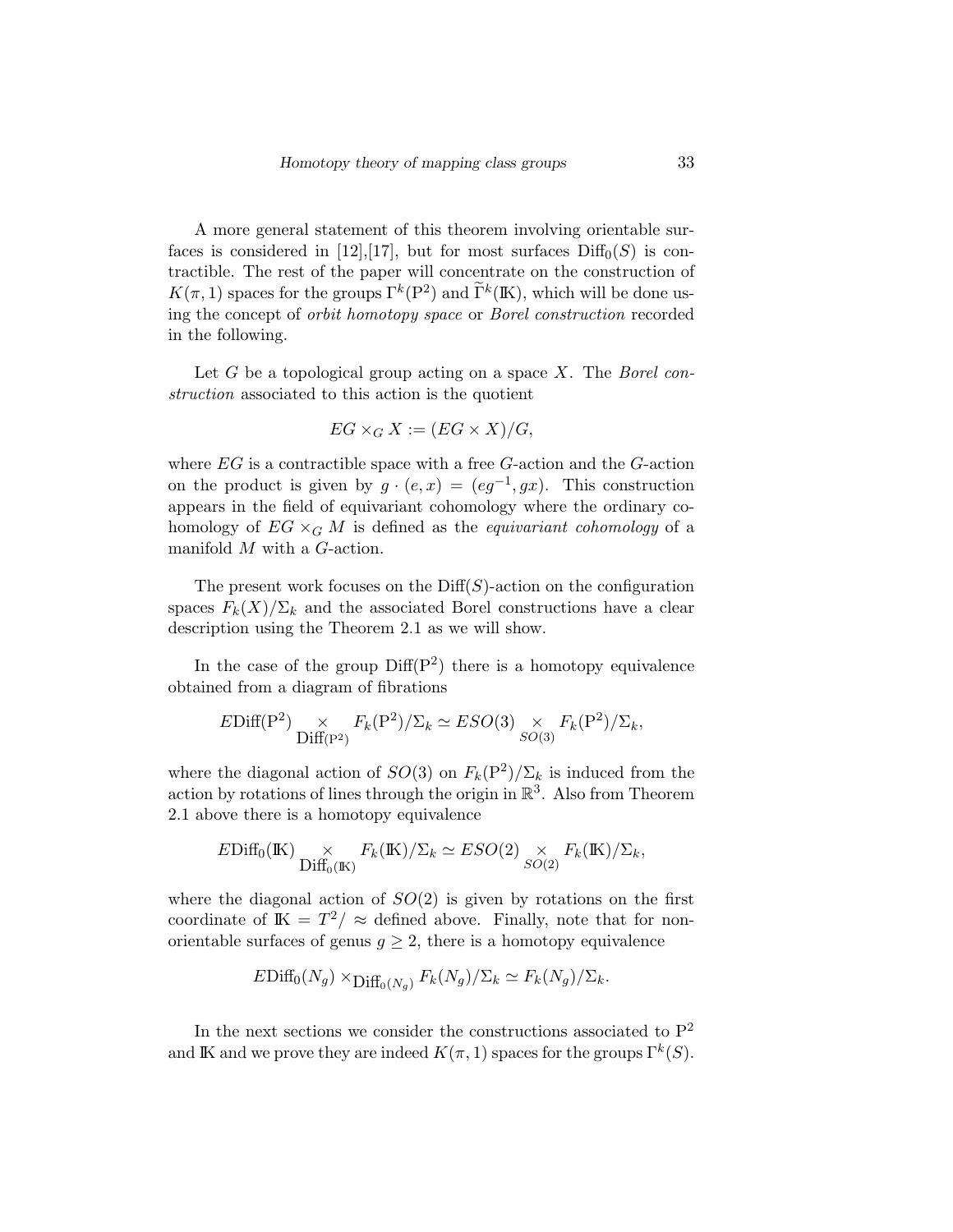A more general statement of this theorem involving orientable surfaces is considered in [12],[17], but for most surfaces $\mathrm{Diff}_0(S)$ is contractible. The rest of the paper will concentrate on the construction of $K(\pi, 1)$ spaces for the groups $\Gamma^k(\mathrm{P}^2)$ and $\widetilde{\Gamma}^k(\mathbb{K})$, which will be done using the concept of *orbit homotopy space* or *Borel construction* recorded in the following.

Let $G$ be a topological group acting on a space $X$. The *Borel construction* associated to this action is the quotient

$$EG \times_G X := (EG \times X)/G,$$

where $EG$ is a contractible space with a free $G$-action and the $G$-action on the product is given by $g \cdot (e, x) = (eg^{-1}, gx)$. This construction appears in the field of equivariant cohomology where the ordinary cohomology of $EG \times_G M$ is defined as the *equivariant cohomology* of a manifold $M$ with a $G$-action.

The present work focuses on the $\mathrm{Diff}(S)$-action on the configuration spaces $F_k(X)/\Sigma_k$ and the associated Borel constructions have a clear description using the Theorem 2.1 as we will show.

In the case of the group $\mathrm{Diff}(\mathrm{P}^2)$ there is a homotopy equivalence obtained from a diagram of fibrations

$$E\mathrm{Diff}(\mathrm{P}^2) \underset{\mathrm{Diff}(\mathrm{P}^2)}{\times} F_k(\mathrm{P}^2)/\Sigma_k \simeq ESO(3) \underset{SO(3)}{\times} F_k(\mathrm{P}^2)/\Sigma_k,$$

where the diagonal action of $SO(3)$ on $F_k(\mathrm{P}^2)/\Sigma_k$ is induced from the action by rotations of lines through the origin in $\mathbb{R}^3$. Also from Theorem 2.1 above there is a homotopy equivalence

$$E\mathrm{Diff}_0(\mathbb{K}) \underset{\mathrm{Diff}_0(\mathbb{K})}{\times} F_k(\mathbb{K})/\Sigma_k \simeq ESO(2) \underset{SO(2)}{\times} F_k(\mathbb{K})/\Sigma_k,$$

where the diagonal action of $SO(2)$ is given by rotations on the first coordinate of $\mathbb{K} = T^2/\approx$ defined above. Finally, note that for non-orientable surfaces of genus $g \geq 2$, there is a homotopy equivalence

$$E\mathrm{Diff}_0(N_g) \times_{\mathrm{Diff}_0(N_g)} F_k(N_g)/\Sigma_k \simeq F_k(N_g)/\Sigma_k.$$

In the next sections we consider the constructions associated to $\mathrm{P}^2$ and $\mathbb{K}$ and we prove they are indeed $K(\pi, 1)$ spaces for the groups $\Gamma^k(S)$.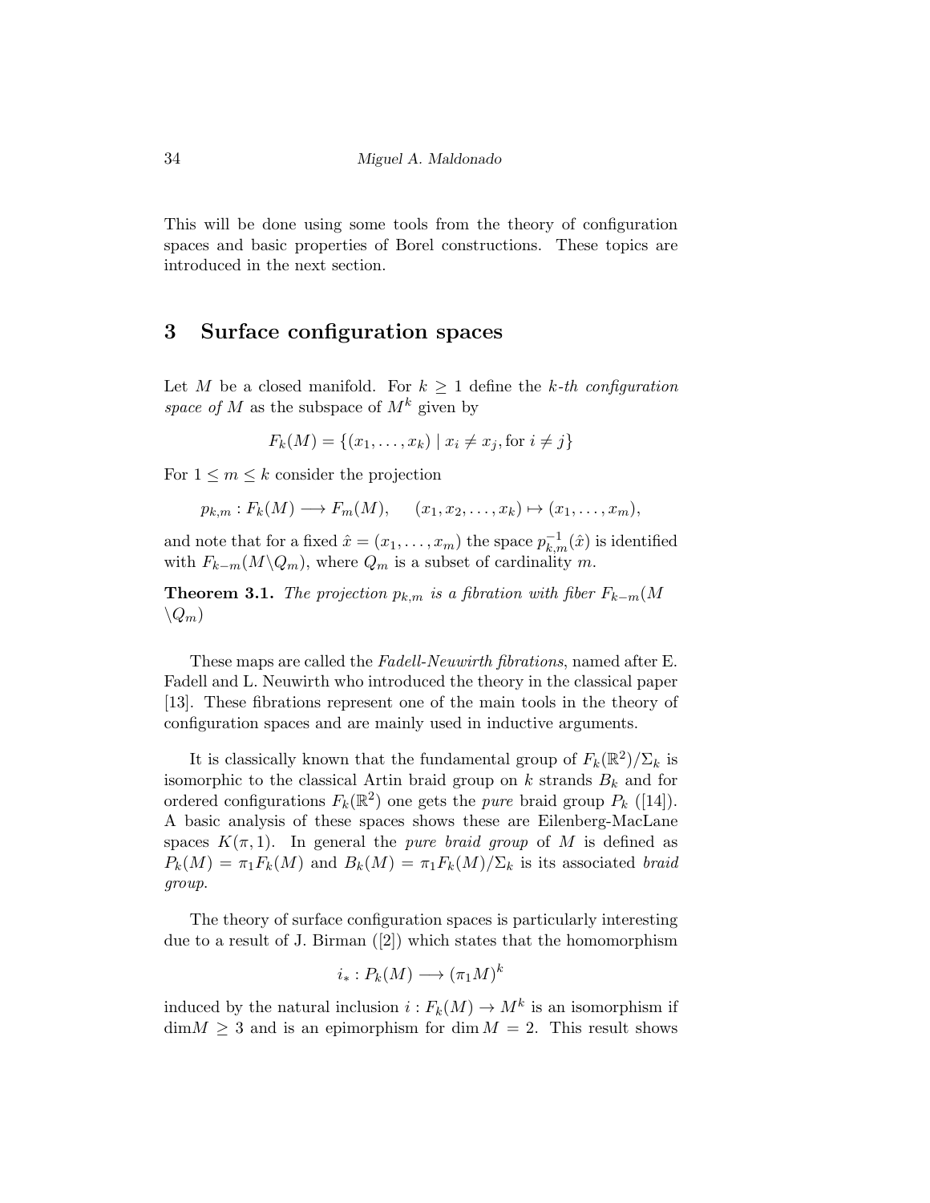This will be done using some tools from the theory of configuration spaces and basic properties of Borel constructions. These topics are introduced in the next section.

## 3 Surface configuration spaces

Let $M$ be a closed manifold. For $k \geq 1$ define the *k-th configuration space of* $M$ as the subspace of $M^k$ given by

$$F_k(M) = \{(x_1, \dots, x_k) \mid x_i \neq x_j, \text{for } i \neq j\}$$

For $1 \leq m \leq k$ consider the projection

$$p_{k,m} : F_k(M) \longrightarrow F_m(M), \quad (x_1, x_2, \dots, x_k) \mapsto (x_1, \dots, x_m),$$

and note that for a fixed $\hat{x} = (x_1, \dots, x_m)$ the space $p_{k,m}^{-1}(\hat{x})$ is identified with $F_{k-m}(M \backslash Q_m)$, where $Q_m$ is a subset of cardinality $m$.

**Theorem 3.1.** *The projection $p_{k,m}$ is a fibration with fiber $F_{k-m}(M \backslash Q_m)$*

These maps are called the *Fadell-Neuwirth fibrations*, named after E. Fadell and L. Neuwirth who introduced the theory in the classical paper [13]. These fibrations represent one of the main tools in the theory of configuration spaces and are mainly used in inductive arguments.

It is classically known that the fundamental group of $F_k(\mathbb{R}^2)/\Sigma_k$ is isomorphic to the classical Artin braid group on $k$ strands $B_k$ and for ordered configurations $F_k(\mathbb{R}^2)$ one gets the *pure* braid group $P_k$ ([14]). A basic analysis of these spaces shows these are Eilenberg-MacLane spaces $K(\pi, 1)$. In general the *pure braid group* of $M$ is defined as $P_k(M) = \pi_1 F_k(M)$ and $B_k(M) = \pi_1 F_k(M)/\Sigma_k$ is its associated *braid group*.

The theory of surface configuration spaces is particularly interesting due to a result of J. Birman ([2]) which states that the homomorphism

$$i_* : P_k(M) \longrightarrow (\pi_1 M)^k$$

induced by the natural inclusion $i : F_k(M) \to M^k$ is an isomorphism if $\dim M \geq 3$ and is an epimorphism for $\dim M = 2$. This result shows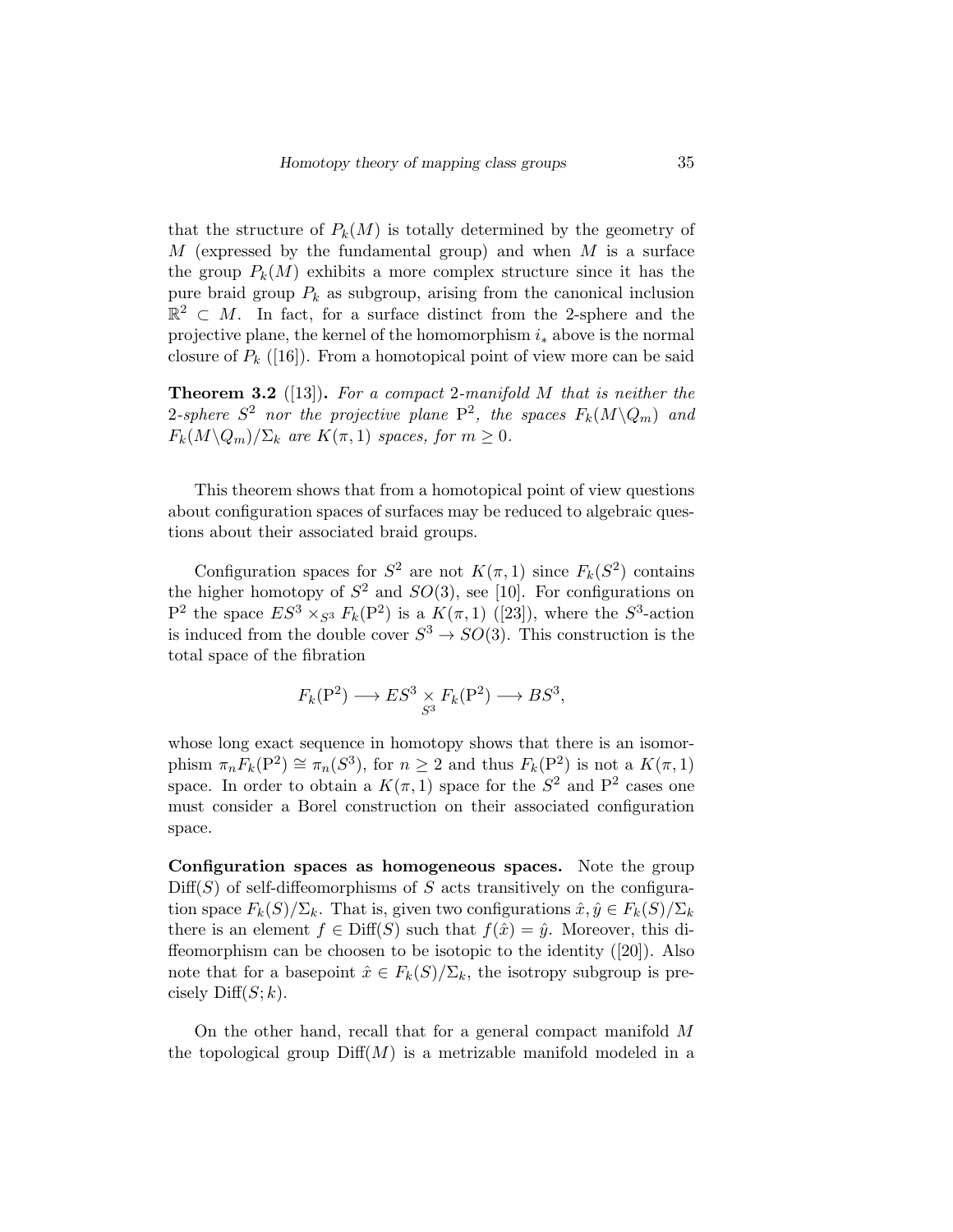that the structure of $P_k(M)$ is totally determined by the geometry of $M$ (expressed by the fundamental group) and when $M$ is a surface the group $P_k(M)$ exhibits a more complex structure since it has the pure braid group $P_k$ as subgroup, arising from the canonical inclusion $\mathbb{R}^2 \subset M$. In fact, for a surface distinct from the 2-sphere and the projective plane, the kernel of the homomorphism $i_*$ above is the normal closure of $P_k$ ([16]). From a homotopical point of view more can be said

**Theorem 3.2** ([13]). *For a compact 2-manifold $M$ that is neither the 2-sphere $S^2$ nor the projective plane $\mathrm{P}^2$, the spaces $F_k(M \backslash Q_m)$ and $F_k(M \backslash Q_m)/\Sigma_k$ are $K(\pi, 1)$ spaces, for $m \geq 0$.*

This theorem shows that from a homotopical point of view questions about configuration spaces of surfaces may be reduced to algebraic questions about their associated braid groups.

Configuration spaces for $S^2$ are not $K(\pi, 1)$ since $F_k(S^2)$ contains the higher homotopy of $S^2$ and $SO(3)$, see [10]. For configurations on $\mathrm{P}^2$ the space $ES^3 \times_{S^3} F_k(\mathrm{P}^2)$ is a $K(\pi, 1)$ ([23]), where the $S^3$-action is induced from the double cover $S^3 \to SO(3)$. This construction is the total space of the fibration

$$F_k(\mathrm{P}^2) \longrightarrow ES^3 \underset{S^3}{\times} F_k(\mathrm{P}^2) \longrightarrow BS^3,$$

whose long exact sequence in homotopy shows that there is an isomorphism $\pi_n F_k(\mathrm{P}^2) \cong \pi_n(S^3)$, for $n \geq 2$ and thus $F_k(\mathrm{P}^2)$ is not a $K(\pi, 1)$ space. In order to obtain a $K(\pi, 1)$ space for the $S^2$ and $\mathrm{P}^2$ cases one must consider a Borel construction on their associated configuration space.

**Configuration spaces as homogeneous spaces.** Note the group $\mathrm{Diff}(S)$ of self-diffeomorphisms of $S$ acts transitively on the configuration space $F_k(S)/\Sigma_k$. That is, given two configurations $\hat{x}, \hat{y} \in F_k(S)/\Sigma_k$ there is an element $f \in \mathrm{Diff}(S)$ such that $f(\hat{x}) = \hat{y}$. Moreover, this diffeomorphism can be choosen to be isotopic to the identity ([20]). Also note that for a basepoint $\hat{x} \in F_k(S)/\Sigma_k$, the isotropy subgroup is precisely $\mathrm{Diff}(S; k)$.

On the other hand, recall that for a general compact manifold $M$ the topological group $\mathrm{Diff}(M)$ is a metrizable manifold modeled in a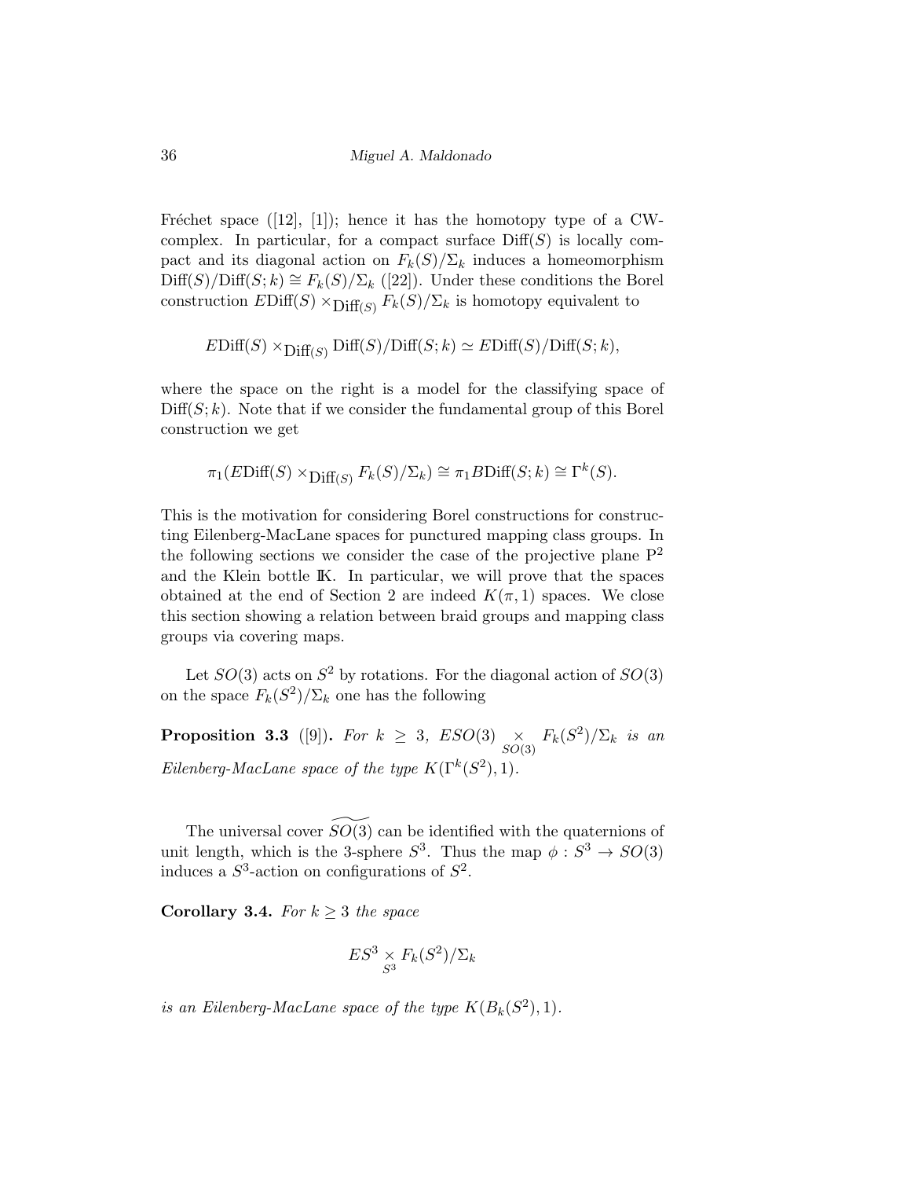Fréchet space ([12], [1]); hence it has the homotopy type of a CW-complex. In particular, for a compact surface $\mathrm{Diff}(S)$ is locally compact and its diagonal action on $F_k(S)/\Sigma_k$ induces a homeomorphism $\mathrm{Diff}(S)/\mathrm{Diff}(S;k) \cong F_k(S)/\Sigma_k$ ([22]). Under these conditions the Borel construction $E\mathrm{Diff}(S) \times_{\mathrm{Diff}(S)} F_k(S)/\Sigma_k$ is homotopy equivalent to

$$E\mathrm{Diff}(S) \times_{\mathrm{Diff}(S)} \mathrm{Diff}(S)/\mathrm{Diff}(S;k) \simeq E\mathrm{Diff}(S)/\mathrm{Diff}(S;k),$$

where the space on the right is a model for the classifying space of $\mathrm{Diff}(S;k)$. Note that if we consider the fundamental group of this Borel construction we get

$$\pi_1(E\mathrm{Diff}(S) \times_{\mathrm{Diff}(S)} F_k(S)/\Sigma_k) \cong \pi_1 B\mathrm{Diff}(S;k) \cong \Gamma^k(S).$$

This is the motivation for considering Borel constructions for constructing Eilenberg-MacLane spaces for punctured mapping class groups. In the following sections we consider the case of the projective plane $\mathrm{P}^2$ and the Klein bottle $\mathbb{K}$. In particular, we will prove that the spaces obtained at the end of Section 2 are indeed $K(\pi, 1)$ spaces. We close this section showing a relation between braid groups and mapping class groups via covering maps.

Let $SO(3)$ acts on $S^2$ by rotations. For the diagonal action of $SO(3)$ on the space $F_k(S^2)/\Sigma_k$ one has the following

**Proposition 3.3** ([9])**.** *For $k \geq 3$, $ESO(3) \underset{SO(3)}{\times} F_k(S^2)/\Sigma_k$ is an Eilenberg-MacLane space of the type $K(\Gamma^k(S^2), 1)$.*

The universal cover $\widetilde{SO(3)}$ can be identified with the quaternions of unit length, which is the 3-sphere $S^3$. Thus the map $\phi : S^3 \to SO(3)$ induces a $S^3$-action on configurations of $S^2$.

**Corollary 3.4.** *For $k \geq 3$ the space*

$$ES^3 \underset{S^3}{\times} F_k(S^2)/\Sigma_k$$

*is an Eilenberg-MacLane space of the type $K(B_k(S^2), 1)$.*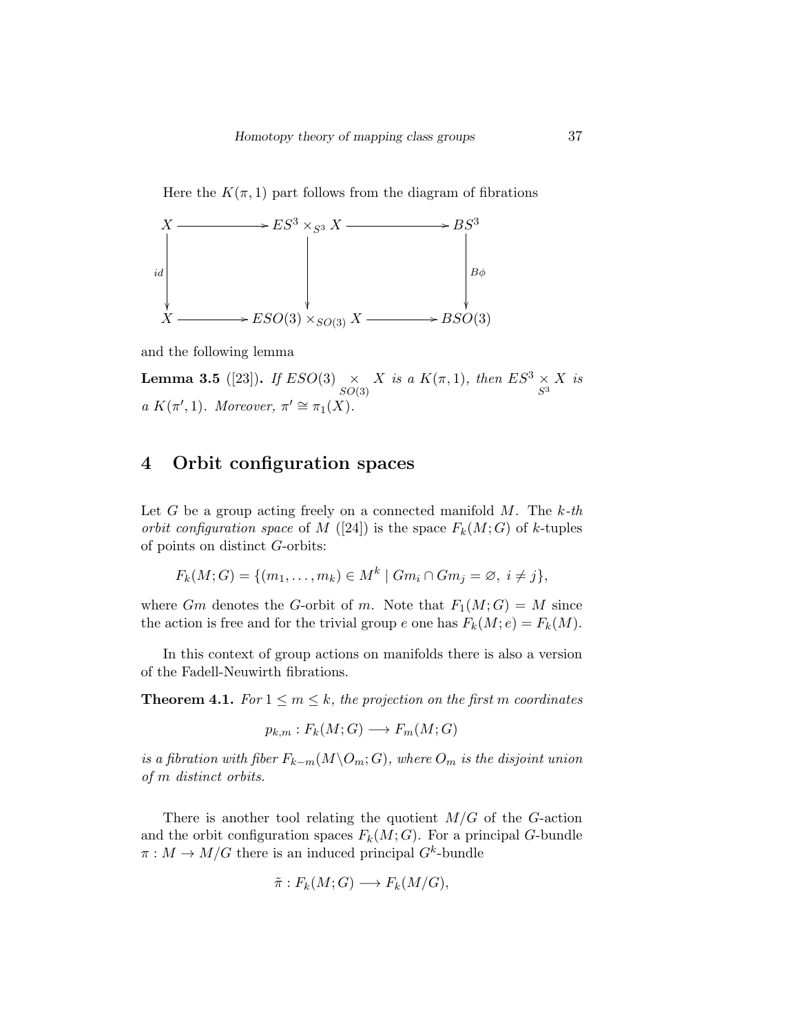Here the $K(\pi, 1)$ part follows from the diagram of fibrations

$$
\begin{array}{ccccc}
X & \longrightarrow & ES^3 \times_{S^3} X & \longrightarrow & BS^3 \\
\downarrow{\scriptstyle id} & & \downarrow & & \downarrow{\scriptstyle B\phi} \\
X & \longrightarrow & ESO(3) \times_{SO(3)} X & \longrightarrow & BSO(3)
\end{array}
$$

and the following lemma

**Lemma 3.5** ([23])**.** *If $ESO(3) \underset{SO(3)}{\times} X$ is a $K(\pi, 1)$, then $ES^3 \underset{S^3}{\times} X$ is a $K(\pi', 1)$. Moreover, $\pi' \cong \pi_1(X)$.*

# 4 Orbit configuration spaces

Let $G$ be a group acting freely on a connected manifold $M$. The *k-th orbit configuration space* of $M$ ([24]) is the space $F_k(M; G)$ of $k$-tuples of points on distinct $G$-orbits:

$$F_k(M; G) = \{(m_1, \ldots, m_k) \in M^k \mid Gm_i \cap Gm_j = \varnothing,\ i \neq j\},$$

where $Gm$ denotes the $G$-orbit of $m$. Note that $F_1(M; G) = M$ since the action is free and for the trivial group $e$ one has $F_k(M; e) = F_k(M)$.

In this context of group actions on manifolds there is also a version of the Fadell-Neuwirth fibrations.

**Theorem 4.1.** *For $1 \leq m \leq k$, the projection on the first $m$ coordinates*

$$p_{k,m} : F_k(M; G) \longrightarrow F_m(M; G)$$

*is a fibration with fiber $F_{k-m}(M \backslash O_m; G)$, where $O_m$ is the disjoint union of $m$ distinct orbits.*

There is another tool relating the quotient $M/G$ of the $G$-action and the orbit configuration spaces $F_k(M; G)$. For a principal $G$-bundle $\pi : M \to M/G$ there is an induced principal $G^k$-bundle

$$\tilde{\pi} : F_k(M; G) \longrightarrow F_k(M/G),$$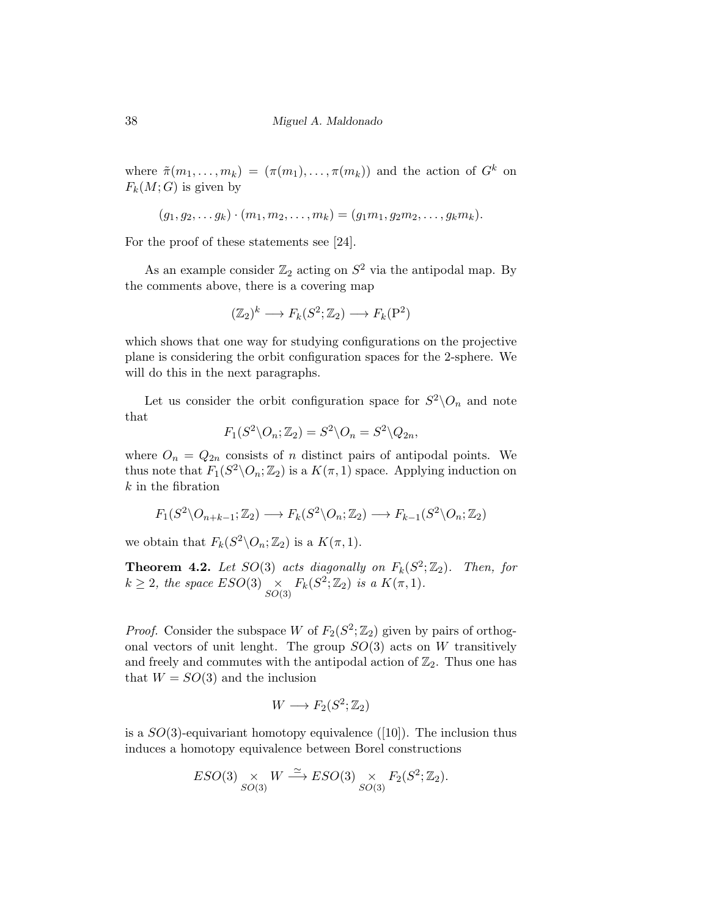where $\tilde{\pi}(m_1, \ldots, m_k) = (\pi(m_1), \ldots, \pi(m_k))$ and the action of $G^k$ on $F_k(M; G)$ is given by

$$(g_1, g_2, \ldots g_k) \cdot (m_1, m_2, \ldots, m_k) = (g_1 m_1, g_2 m_2, \ldots, g_k m_k).$$

For the proof of these statements see [24].

As an example consider $\mathbb{Z}_2$ acting on $S^2$ via the antipodal map. By the comments above, there is a covering map

$$(\mathbb{Z}_2)^k \longrightarrow F_k(S^2; \mathbb{Z}_2) \longrightarrow F_k(\mathrm{P}^2)$$

which shows that one way for studying configurations on the projective plane is considering the orbit configuration spaces for the 2-sphere. We will do this in the next paragraphs.

Let us consider the orbit configuration space for $S^2 \backslash O_n$ and note that

$$F_1(S^2 \backslash O_n; \mathbb{Z}_2) = S^2 \backslash O_n = S^2 \backslash Q_{2n},$$

where $O_n = Q_{2n}$ consists of $n$ distinct pairs of antipodal points. We thus note that $F_1(S^2 \backslash O_n; \mathbb{Z}_2)$ is a $K(\pi, 1)$ space. Applying induction on $k$ in the fibration

$$F_1(S^2 \backslash O_{n+k-1}; \mathbb{Z}_2) \longrightarrow F_k(S^2 \backslash O_n; \mathbb{Z}_2) \longrightarrow F_{k-1}(S^2 \backslash O_n; \mathbb{Z}_2)$$

we obtain that $F_k(S^2 \backslash O_n; \mathbb{Z}_2)$ is a $K(\pi, 1)$.

**Theorem 4.2.** *Let $SO(3)$ acts diagonally on $F_k(S^2; \mathbb{Z}_2)$. Then, for $k \geq 2$, the space $ESO(3) \underset{SO(3)}{\times} F_k(S^2; \mathbb{Z}_2)$ is a $K(\pi, 1)$.*

*Proof.* Consider the subspace $W$ of $F_2(S^2; \mathbb{Z}_2)$ given by pairs of orthogonal vectors of unit lenght. The group $SO(3)$ acts on $W$ transitively and freely and commutes with the antipodal action of $\mathbb{Z}_2$. Thus one has that $W = SO(3)$ and the inclusion

$$W \longrightarrow F_2(S^2; \mathbb{Z}_2)$$

is a $SO(3)$-equivariant homotopy equivalence ([10]). The inclusion thus induces a homotopy equivalence between Borel constructions

$$ESO(3) \underset{SO(3)}{\times} W \xrightarrow{\simeq} ESO(3) \underset{SO(3)}{\times} F_2(S^2; \mathbb{Z}_2).$$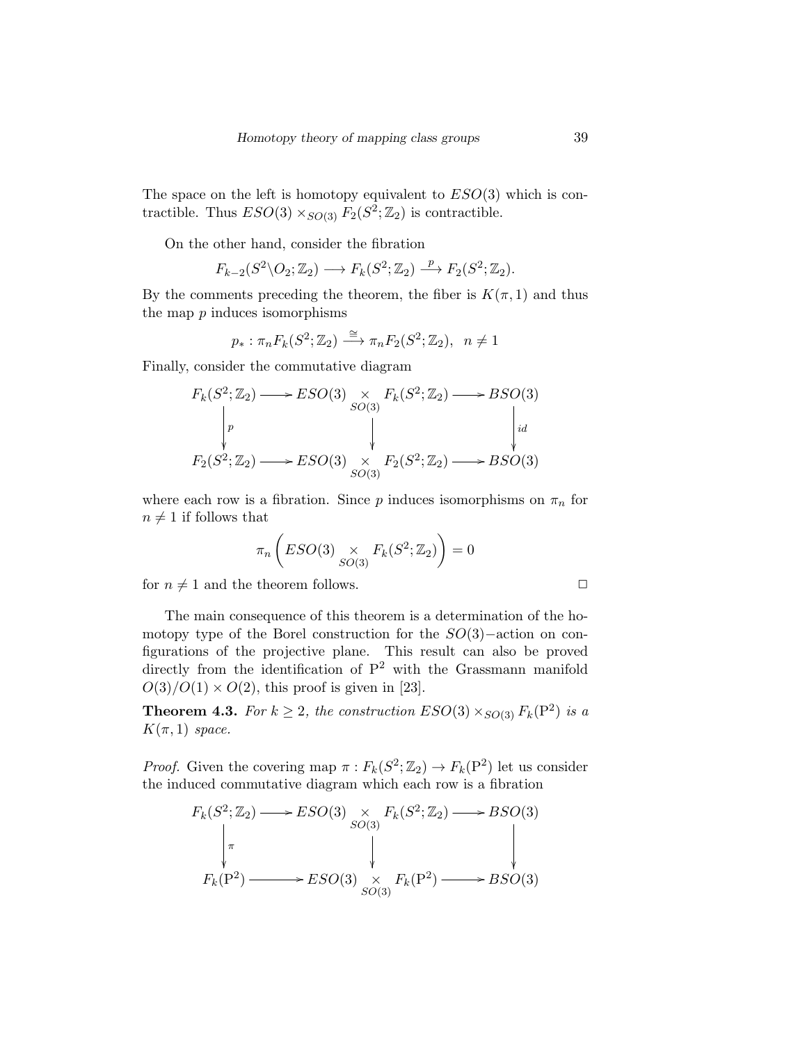The space on the left is homotopy equivalent to $ESO(3)$ which is contractible. Thus $ESO(3) \times_{SO(3)} F_2(S^2;\mathbb{Z}_2)$ is contractible.

On the other hand, consider the fibration

$$F_{k-2}(S^2 \backslash O_2;\mathbb{Z}_2) \longrightarrow F_k(S^2;\mathbb{Z}_2) \stackrel{p}{\longrightarrow} F_2(S^2;\mathbb{Z}_2).$$

By the comments preceding the theorem, the fiber is $K(\pi,1)$ and thus the map $p$ induces isomorphisms

$$p_* : \pi_n F_k(S^2;\mathbb{Z}_2) \stackrel{\cong}{\longrightarrow} \pi_n F_2(S^2;\mathbb{Z}_2), \ \ n \neq 1$$

Finally, consider the commutative diagram

$$\begin{array}{ccccc}
F_k(S^2;\mathbb{Z}_2) & \longrightarrow & ESO(3) \underset{SO(3)}{\times} F_k(S^2;\mathbb{Z}_2) & \longrightarrow & BSO(3) \\
\downarrow p & & \downarrow & & \downarrow id \\
F_2(S^2;\mathbb{Z}_2) & \longrightarrow & ESO(3) \underset{SO(3)}{\times} F_2(S^2;\mathbb{Z}_2) & \longrightarrow & BSO(3)
\end{array}$$

where each row is a fibration. Since $p$ induces isomorphisms on $\pi_n$ for $n \neq 1$ if follows that

$$\pi_n\left(ESO(3) \underset{SO(3)}{\times} F_k(S^2;\mathbb{Z}_2)\right) = 0$$

for $n \neq 1$ and the theorem follows. □

The main consequence of this theorem is a determination of the homotopy type of the Borel construction for the $SO(3)-$action on configurations of the projective plane. This result can also be proved directly from the identification of $\mathrm{P}^2$ with the Grassmann manifold $O(3)/O(1) \times O(2)$, this proof is given in [23].

**Theorem 4.3.** *For $k \geq 2$, the construction $ESO(3) \times_{SO(3)} F_k(\mathrm{P}^2)$ is a $K(\pi,1)$ space.*

*Proof.* Given the covering map $\pi : F_k(S^2;\mathbb{Z}_2) \to F_k(\mathrm{P}^2)$ let us consider the induced commutative diagram which each row is a fibration

$$\begin{array}{ccccc}
F_k(S^2;\mathbb{Z}_2) & \longrightarrow & ESO(3) \underset{SO(3)}{\times} F_k(S^2;\mathbb{Z}_2) & \longrightarrow & BSO(3) \\
\downarrow \pi & & \downarrow & & \downarrow \\
F_k(\mathrm{P}^2) & \longrightarrow & ESO(3) \underset{SO(3)}{\times} F_k(\mathrm{P}^2) & \longrightarrow & BSO(3)
\end{array}$$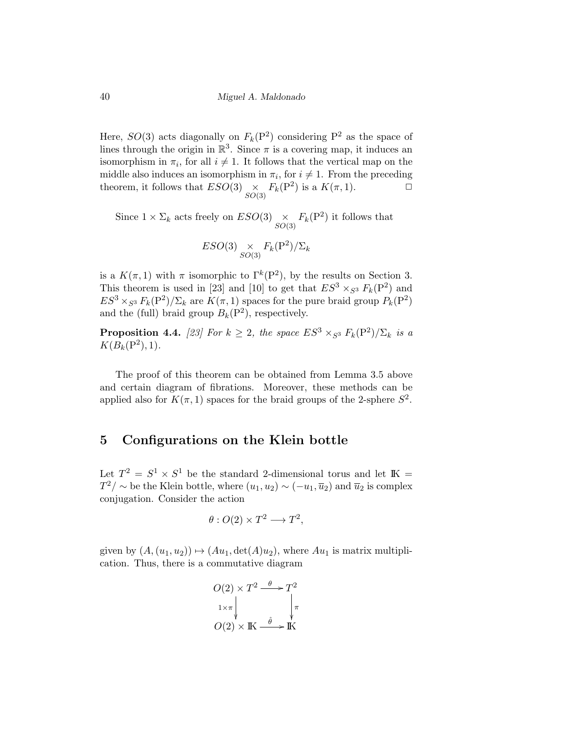Here, $SO(3)$ acts diagonally on $F_k(\mathrm{P}^2)$ considering $\mathrm{P}^2$ as the space of lines through the origin in $\mathbb{R}^3$. Since $\pi$ is a covering map, it induces an isomorphism in $\pi_i$, for all $i \neq 1$. It follows that the vertical map on the middle also induces an isomorphism in $\pi_i$, for $i \neq 1$. From the preceding theorem, it follows that $ESO(3) \underset{SO(3)}{\times} F_k(\mathrm{P}^2)$ is a $K(\pi, 1)$. □

Since $1 \times \Sigma_k$ acts freely on $ESO(3) \underset{SO(3)}{\times} F_k(\mathrm{P}^2)$ it follows that

$$ESO(3) \underset{SO(3)}{\times} F_k(\mathrm{P}^2)/\Sigma_k$$

is a $K(\pi, 1)$ with $\pi$ isomorphic to $\Gamma^k(\mathrm{P}^2)$, by the results on Section 3. This theorem is used in [23] and [10] to get that $ES^3 \times_{S^3} F_k(\mathrm{P}^2)$ and $ES^3 \times_{S^3} F_k(\mathrm{P}^2)/\Sigma_k$ are $K(\pi, 1)$ spaces for the pure braid group $P_k(\mathrm{P}^2)$ and the (full) braid group $B_k(\mathrm{P}^2)$, respectively.

**Proposition 4.4.** *[23] For $k \geq 2$, the space $ES^3 \times_{S^3} F_k(\mathrm{P}^2)/\Sigma_k$ is a $K(B_k(\mathrm{P}^2), 1)$.*

The proof of this theorem can be obtained from Lemma 3.5 above and certain diagram of fibrations. Moreover, these methods can be applied also for $K(\pi, 1)$ spaces for the braid groups of the 2-sphere $S^2$.

## 5 Configurations on the Klein bottle

Let $T^2 = S^1 \times S^1$ be the standard 2-dimensional torus and let $\mathbb{K} = T^2/\sim$ be the Klein bottle, where $(u_1, u_2) \sim (-u_1, \overline{u}_2)$ and $\overline{u}_2$ is complex conjugation. Consider the action

$$\theta : O(2) \times T^2 \longrightarrow T^2,$$

given by $(A, (u_1, u_2)) \mapsto (Au_1, \det(A)u_2)$, where $Au_1$ is matrix multiplication. Thus, there is a commutative diagram

$$\begin{array}{ccc} O(2) \times T^2 & \xrightarrow{\ \theta\ } & T^2 \\ {\scriptstyle 1\times\pi}\downarrow & & \downarrow{\scriptstyle \pi} \\ O(2) \times \mathbb{K} & \xrightarrow{\ \hat{\theta}\ } & \mathbb{K} \end{array}$$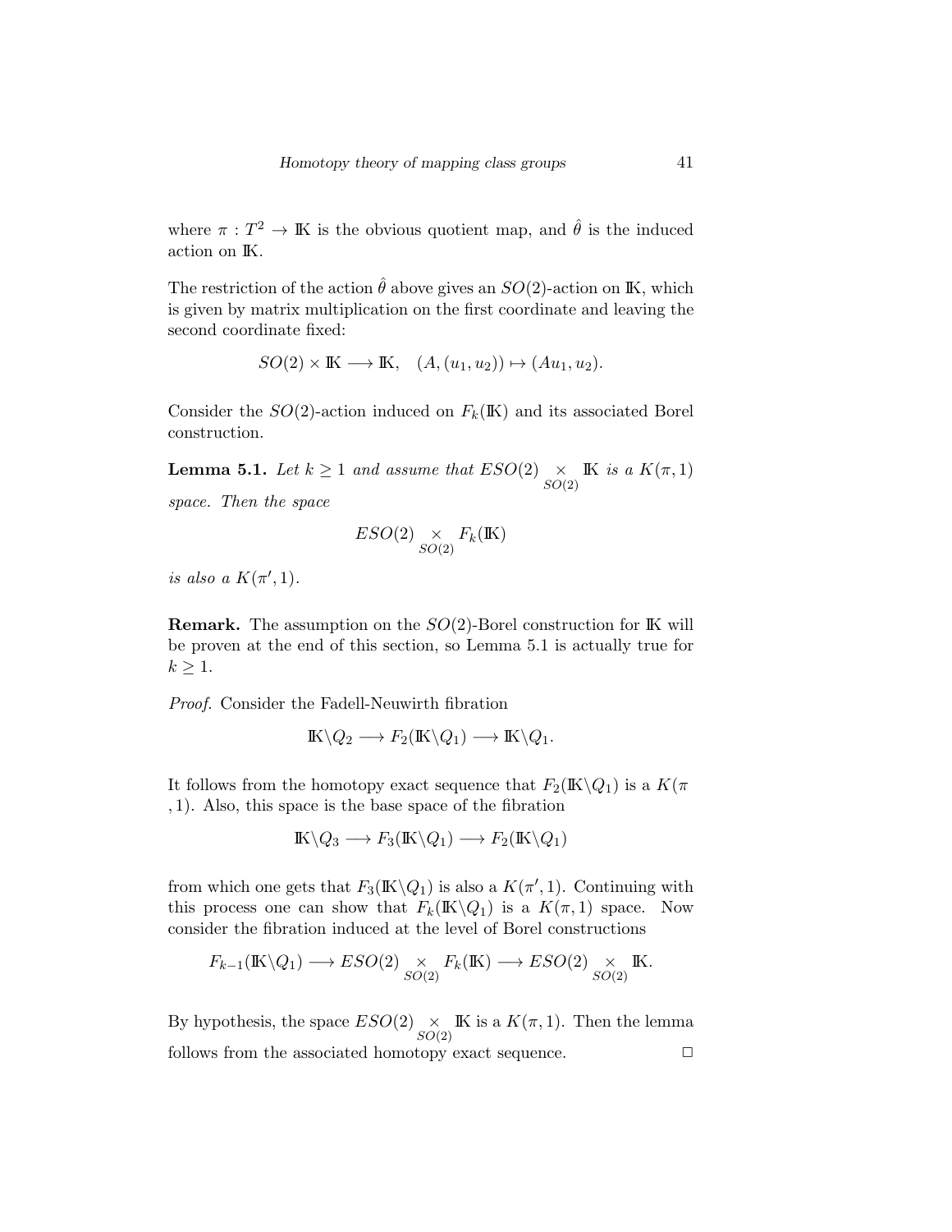where $\pi : T^2 \to \mathbb{K}$ is the obvious quotient map, and $\hat{\theta}$ is the induced action on $\mathbb{K}$.

The restriction of the action $\hat{\theta}$ above gives an $SO(2)$-action on $\mathbb{K}$, which is given by matrix multiplication on the first coordinate and leaving the second coordinate fixed:

$$SO(2) \times \mathbb{K} \longrightarrow \mathbb{K}, \quad (A, (u_1, u_2)) \mapsto (Au_1, u_2).$$

Consider the $SO(2)$-action induced on $F_k(\mathbb{K})$ and its associated Borel construction.

**Lemma 5.1.** *Let $k \geq 1$ and assume that $ESO(2) \underset{SO(2)}{\times} \mathbb{K}$ is a $K(\pi, 1)$ space. Then the space*

$$ESO(2) \underset{SO(2)}{\times} F_k(\mathbb{K})$$

*is also a $K(\pi', 1)$.*

**Remark.** The assumption on the $SO(2)$-Borel construction for $\mathbb{K}$ will be proven at the end of this section, so Lemma 5.1 is actually true for $k \geq 1$.

*Proof.* Consider the Fadell-Neuwirth fibration

$$\mathbb{K} \backslash Q_2 \longrightarrow F_2(\mathbb{K} \backslash Q_1) \longrightarrow \mathbb{K} \backslash Q_1.$$

It follows from the homotopy exact sequence that $F_2(\mathbb{K} \backslash Q_1)$ is a $K(\pi, 1)$. Also, this space is the base space of the fibration

$$\mathbb{K} \backslash Q_3 \longrightarrow F_3(\mathbb{K} \backslash Q_1) \longrightarrow F_2(\mathbb{K} \backslash Q_1)$$

from which one gets that $F_3(\mathbb{K} \backslash Q_1)$ is also a $K(\pi', 1)$. Continuing with this process one can show that $F_k(\mathbb{K} \backslash Q_1)$ is a $K(\pi, 1)$ space. Now consider the fibration induced at the level of Borel constructions

$$F_{k-1}(\mathbb{K} \backslash Q_1) \longrightarrow ESO(2) \underset{SO(2)}{\times} F_k(\mathbb{K}) \longrightarrow ESO(2) \underset{SO(2)}{\times} \mathbb{K}.$$

By hypothesis, the space $ESO(2) \underset{SO(2)}{\times} \mathbb{K}$ is a $K(\pi, 1)$. Then the lemma follows from the associated homotopy exact sequence. $\square$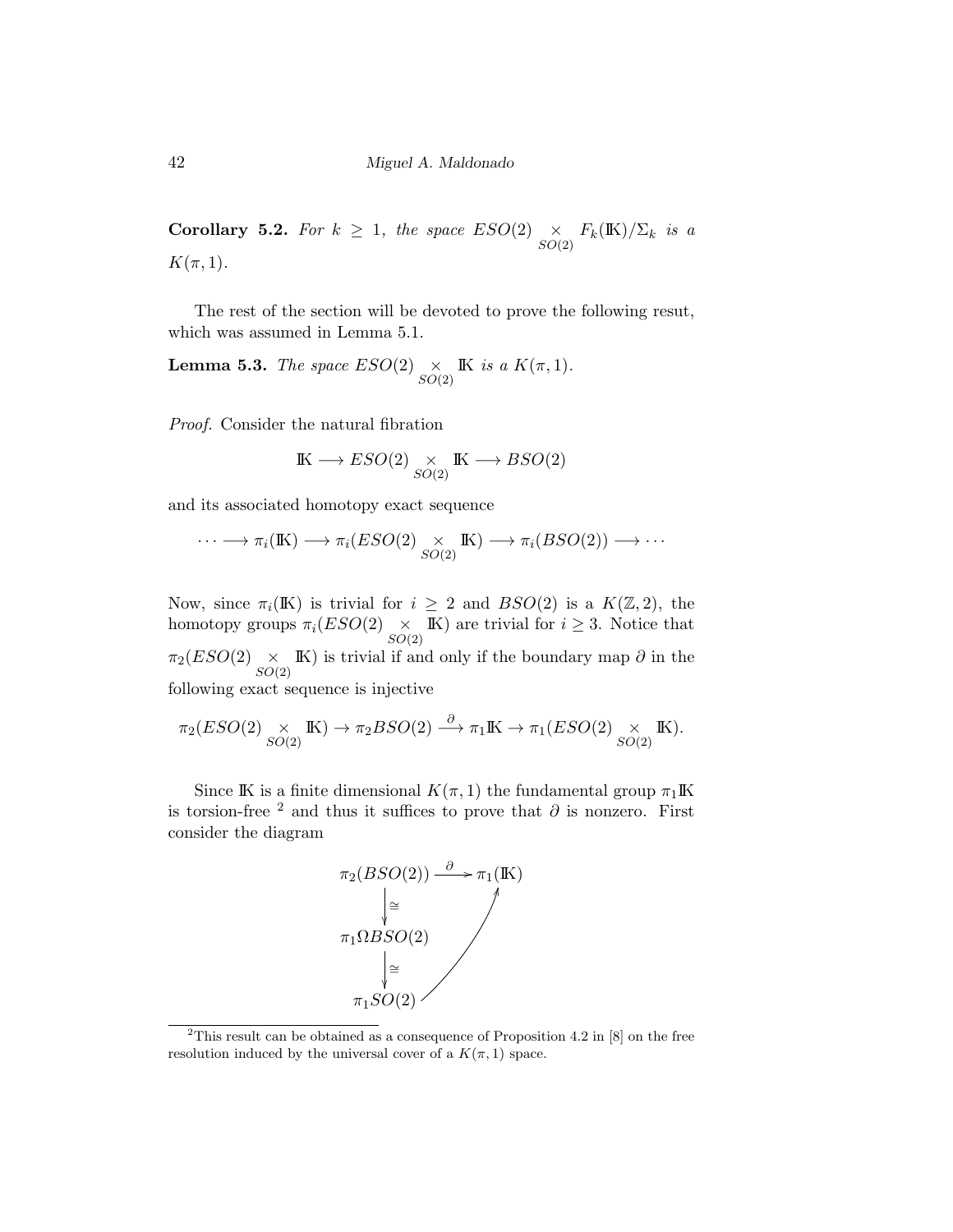**Corollary 5.2.** *For $k \geq 1$, the space $ESO(2) \underset{SO(2)}{\times} F_k(\mathbb{K})/\Sigma_k$ is a $K(\pi, 1)$.*

The rest of the section will be devoted to prove the following resut, which was assumed in Lemma 5.1.

**Lemma 5.3.** *The space $ESO(2) \underset{SO(2)}{\times} \mathbb{K}$ is a $K(\pi, 1)$.*

*Proof.* Consider the natural fibration

$$\mathbb{K} \longrightarrow ESO(2) \underset{SO(2)}{\times} \mathbb{K} \longrightarrow BSO(2)$$

and its associated homotopy exact sequence

$$\cdots \longrightarrow \pi_i(\mathbb{K}) \longrightarrow \pi_i(ESO(2) \underset{SO(2)}{\times} \mathbb{K}) \longrightarrow \pi_i(BSO(2)) \longrightarrow \cdots$$

Now, since $\pi_i(\mathbb{K})$ is trivial for $i \geq 2$ and $BSO(2)$ is a $K(\mathbb{Z}, 2)$, the homotopy groups $\pi_i(ESO(2) \underset{SO(2)}{\times} \mathbb{K})$ are trivial for $i \geq 3$. Notice that $\pi_2(ESO(2) \underset{SO(2)}{\times} \mathbb{K})$ is trivial if and only if the boundary map $\partial$ in the following exact sequence is injective

$$\pi_2(ESO(2) \underset{SO(2)}{\times} \mathbb{K}) \to \pi_2 BSO(2) \xrightarrow{\partial} \pi_1 \mathbb{K} \to \pi_1(ESO(2) \underset{SO(2)}{\times} \mathbb{K}).$$

Since $\mathbb{K}$ is a finite dimensional $K(\pi, 1)$ the fundamental group $\pi_1 \mathbb{K}$ is torsion-free [2] and thus it suffices to prove that $\partial$ is nonzero. First consider the diagram

$$\begin{array}{ccc}
\pi_2(BSO(2)) & \xrightarrow{\partial} & \pi_1(\mathbb{K}) \\
\downarrow \cong & & \\
\pi_1 \Omega BSO(2) & & \\
\downarrow \cong & & \\
\pi_1 SO(2) & \nearrow &
\end{array}$$

[2] This result can be obtained as a consequence of Proposition 4.2 in [8] on the free resolution induced by the universal cover of a $K(\pi, 1)$ space.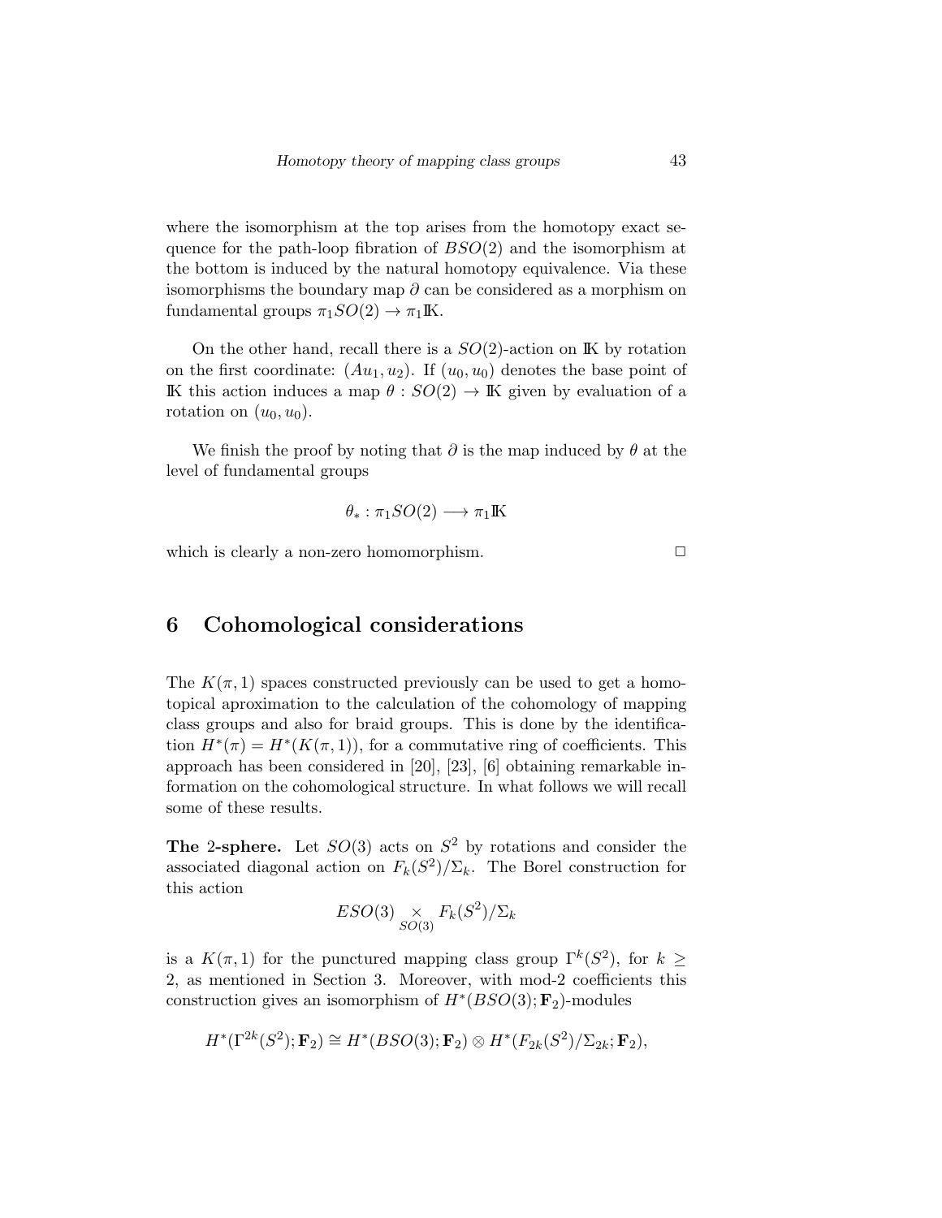where the isomorphism at the top arises from the homotopy exact sequence for the path-loop fibration of $BSO(2)$ and the isomorphism at the bottom is induced by the natural homotopy equivalence. Via these isomorphisms the boundary map $\partial$ can be considered as a morphism on fundamental groups $\pi_1 SO(2) \to \pi_1 \mathbb{K}$.

On the other hand, recall there is a $SO(2)$-action on $\mathbb{K}$ by rotation on the first coordinate: $(Au_1, u_2)$. If $(u_0, u_0)$ denotes the base point of $\mathbb{K}$ this action induces a map $\theta : SO(2) \to \mathbb{K}$ given by evaluation of a rotation on $(u_0, u_0)$.

We finish the proof by noting that $\partial$ is the map induced by $\theta$ at the level of fundamental groups

$$\theta_* : \pi_1 SO(2) \longrightarrow \pi_1 \mathbb{K}$$

which is clearly a non-zero homomorphism. □

## 6 Cohomological considerations

The $K(\pi, 1)$ spaces constructed previously can be used to get a homotopical aproximation to the calculation of the cohomology of mapping class groups and also for braid groups. This is done by the identification $H^*(\pi) = H^*(K(\pi, 1))$, for a commutative ring of coefficients. This approach has been considered in [20], [23], [6] obtaining remarkable information on the cohomological structure. In what follows we will recall some of these results.

**The 2-sphere.** Let $SO(3)$ acts on $S^2$ by rotations and consider the associated diagonal action on $F_k(S^2)/\Sigma_k$. The Borel construction for this action

$$ESO(3) \underset{SO(3)}{\times} F_k(S^2)/\Sigma_k$$

is a $K(\pi, 1)$ for the punctured mapping class group $\Gamma^k(S^2)$, for $k \geq 2$, as mentioned in Section 3. Moreover, with mod-2 coefficients this construction gives an isomorphism of $H^*(BSO(3); \mathbf{F}_2)$-modules

$$H^*(\Gamma^{2k}(S^2); \mathbf{F}_2) \cong H^*(BSO(3); \mathbf{F}_2) \otimes H^*(F_{2k}(S^2)/\Sigma_{2k}; \mathbf{F}_2),$$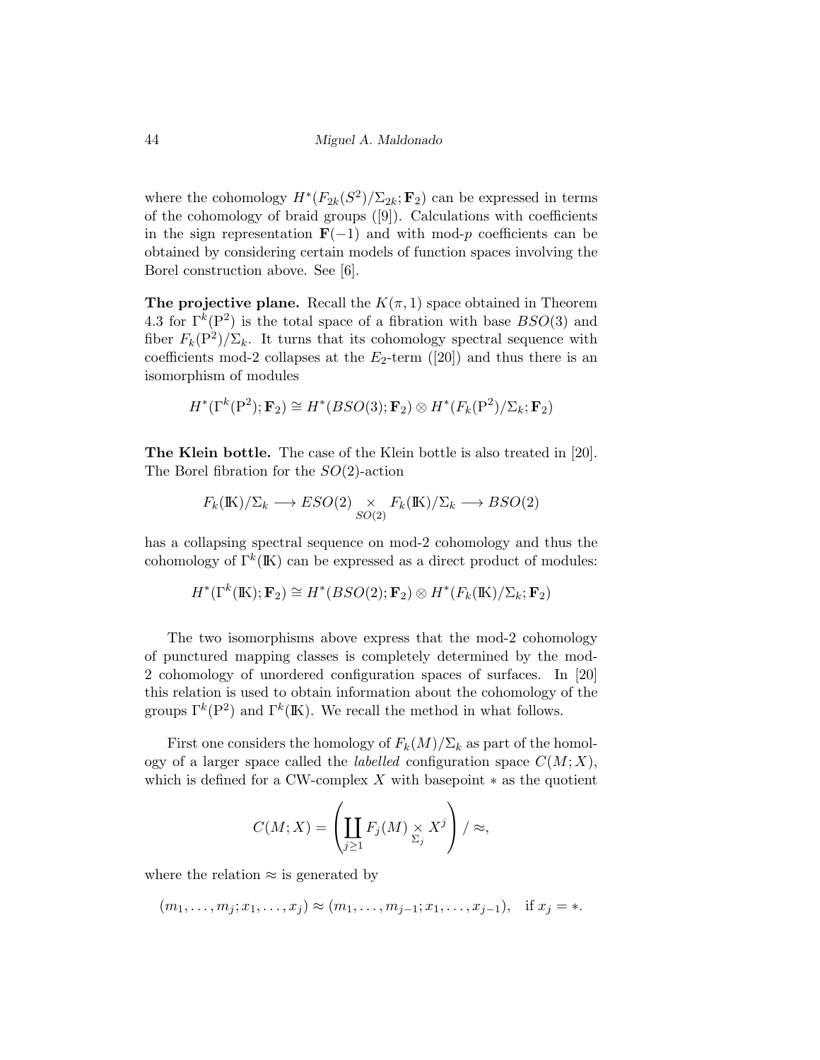where the cohomology $H^*(F_{2k}(S^2)/\Sigma_{2k};\mathbf{F}_2)$ can be expressed in terms of the cohomology of braid groups ([9]). Calculations with coefficients in the sign representation $\mathbf{F}(-1)$ and with mod-$p$ coefficients can be obtained by considering certain models of function spaces involving the Borel construction above. See [6].

**The projective plane.** Recall the $K(\pi,1)$ space obtained in Theorem 4.3 for $\Gamma^k(\mathrm{P}^2)$ is the total space of a fibration with base $BSO(3)$ and fiber $F_k(\mathrm{P}^2)/\Sigma_k$. It turns that its cohomology spectral sequence with coefficients mod-2 collapses at the $E_2$-term ([20]) and thus there is an isomorphism of modules

$$H^*(\Gamma^k(\mathrm{P}^2);\mathbf{F}_2) \cong H^*(BSO(3);\mathbf{F}_2) \otimes H^*(F_k(\mathrm{P}^2)/\Sigma_k;\mathbf{F}_2)$$

**The Klein bottle.** The case of the Klein bottle is also treated in [20]. The Borel fibration for the $SO(2)$-action

$$F_k(\mathbb{K})/\Sigma_k \longrightarrow ESO(2) \underset{SO(2)}{\times} F_k(\mathbb{K})/\Sigma_k \longrightarrow BSO(2)$$

has a collapsing spectral sequence on mod-2 cohomology and thus the cohomology of $\Gamma^k(\mathbb{K})$ can be expressed as a direct product of modules:

$$H^*(\Gamma^k(\mathbb{K});\mathbf{F}_2) \cong H^*(BSO(2);\mathbf{F}_2) \otimes H^*(F_k(\mathbb{K})/\Sigma_k;\mathbf{F}_2)$$

The two isomorphisms above express that the mod-2 cohomology of punctured mapping classes is completely determined by the mod-2 cohomology of unordered configuration spaces of surfaces. In [20] this relation is used to obtain information about the cohomology of the groups $\Gamma^k(\mathrm{P}^2)$ and $\Gamma^k(\mathbb{K})$. We recall the method in what follows.

First one considers the homology of $F_k(M)/\Sigma_k$ as part of the homology of a larger space called the *labelled* configuration space $C(M;X)$, which is defined for a CW-complex $X$ with basepoint $*$ as the quotient

$$C(M;X) = \left(\coprod_{j\geq 1} F_j(M) \underset{\Sigma_j}{\times} X^j\right) / \approx,$$

where the relation $\approx$ is generated by

$$(m_1,\ldots,m_j;x_1,\ldots,x_j) \approx (m_1,\ldots,m_{j-1};x_1,\ldots,x_{j-1}), \quad \text{if } x_j = *.$$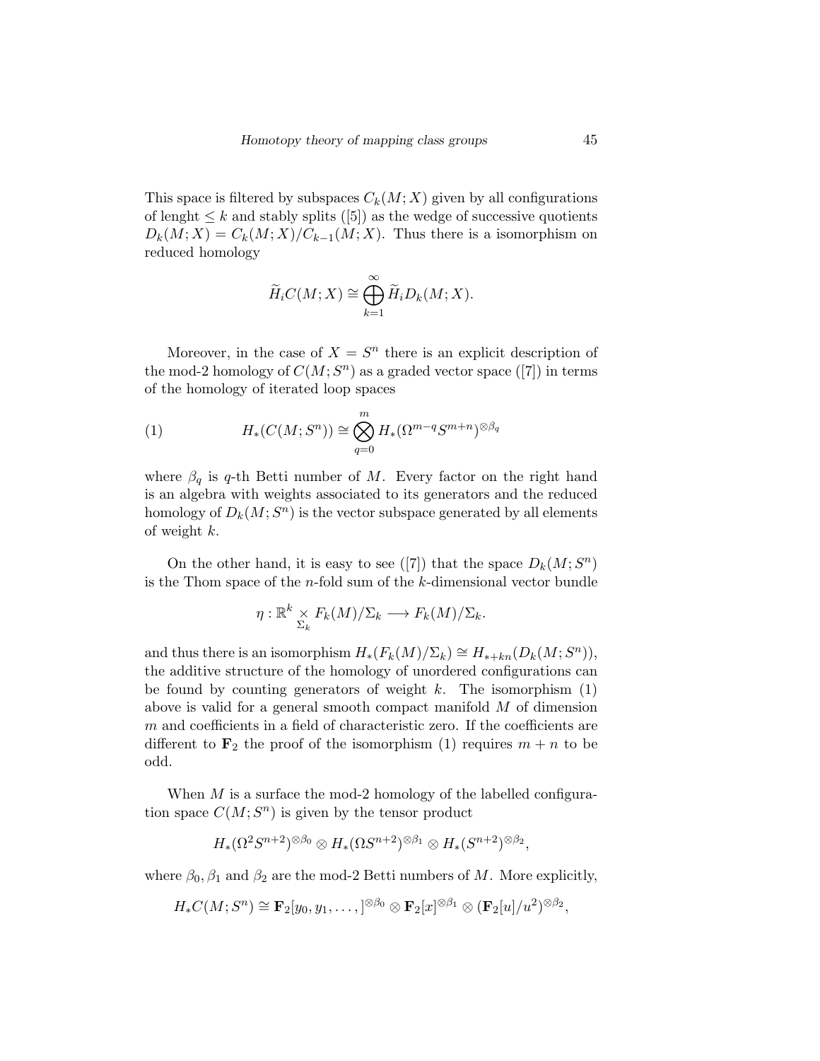This space is filtered by subspaces $C_k(M;X)$ given by all configurations of lenght $\leq k$ and stably splits ([5]) as the wedge of successive quotients $D_k(M;X) = C_k(M;X)/C_{k-1}(M;X)$. Thus there is a isomorphism on reduced homology

$$\widetilde{H}_i C(M;X) \cong \bigoplus_{k=1}^{\infty} \widetilde{H}_i D_k(M;X).$$

Moreover, in the case of $X = S^n$ there is an explicit description of the mod-2 homology of $C(M;S^n)$ as a graded vector space ([7]) in terms of the homology of iterated loop spaces

$$H_*(C(M;S^n)) \cong \bigotimes_{q=0}^{m} H_*(\Omega^{m-q} S^{m+n})^{\otimes \beta_q} \tag{1}$$

where $\beta_q$ is $q$-th Betti number of $M$. Every factor on the right hand is an algebra with weights associated to its generators and the reduced homology of $D_k(M;S^n)$ is the vector subspace generated by all elements of weight $k$.

On the other hand, it is easy to see ([7]) that the space $D_k(M;S^n)$ is the Thom space of the $n$-fold sum of the $k$-dimensional vector bundle

$$\eta : \mathbb{R}^k \underset{\Sigma_k}{\times} F_k(M)/\Sigma_k \longrightarrow F_k(M)/\Sigma_k.$$

and thus there is an isomorphism $H_*(F_k(M)/\Sigma_k) \cong H_{*+kn}(D_k(M;S^n))$, the additive structure of the homology of unordered configurations can be found by counting generators of weight $k$. The isomorphism (1) above is valid for a general smooth compact manifold $M$ of dimension $m$ and coefficients in a field of characteristic zero. If the coefficients are different to $\mathbf{F}_2$ the proof of the isomorphism (1) requires $m+n$ to be odd.

When $M$ is a surface the mod-2 homology of the labelled configuration space $C(M;S^n)$ is given by the tensor product

$$H_*(\Omega^2 S^{n+2})^{\otimes \beta_0} \otimes H_*(\Omega S^{n+2})^{\otimes \beta_1} \otimes H_*(S^{n+2})^{\otimes \beta_2},$$

where $\beta_0, \beta_1$ and $\beta_2$ are the mod-2 Betti numbers of $M$. More explicitly,

$$H_* C(M;S^n) \cong \mathbf{F}_2[y_0, y_1, \dots,]^{\otimes \beta_0} \otimes \mathbf{F}_2[x]^{\otimes \beta_1} \otimes (\mathbf{F}_2[u]/u^2)^{\otimes \beta_2},$$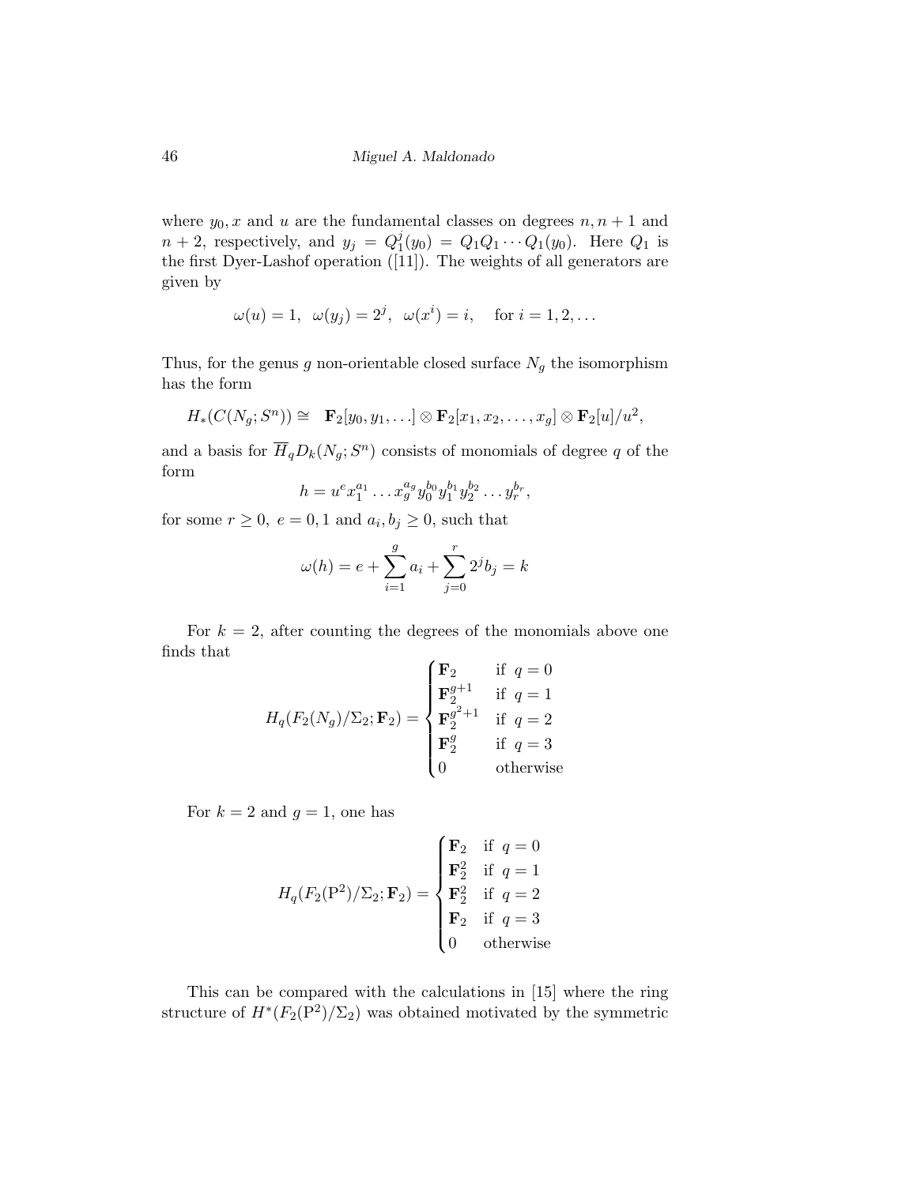where $y_0, x$ and $u$ are the fundamental classes on degrees $n, n+1$ and $n+2$, respectively, and $y_j = Q_1^j(y_0) = Q_1 Q_1 \cdots Q_1(y_0)$. Here $Q_1$ is the first Dyer-Lashof operation ([11]). The weights of all generators are given by

$$\omega(u) = 1, \ \ \omega(y_j) = 2^j, \ \ \omega(x^i) = i, \quad \text{for } i = 1, 2, \ldots$$

Thus, for the genus $g$ non-orientable closed surface $N_g$ the isomorphism has the form

$$H_*(C(N_g; S^n)) \cong \ \ \mathbf{F}_2[y_0, y_1, \ldots] \otimes \mathbf{F}_2[x_1, x_2, \ldots, x_g] \otimes \mathbf{F}_2[u]/u^2,$$

and a basis for $\overline{H}_q D_k(N_g; S^n)$ consists of monomials of degree $q$ of the form

$$h = u^e x_1^{a_1} \ldots x_g^{a_g} y_0^{b_0} y_1^{b_1} y_2^{b_2} \ldots y_r^{b_r},$$

for some $r \geq 0$, $e = 0, 1$ and $a_i, b_j \geq 0$, such that

$$\omega(h) = e + \sum_{i=1}^{g} a_i + \sum_{j=0}^{r} 2^j b_j = k$$

For $k = 2$, after counting the degrees of the monomials above one finds that

$$H_q(F_2(N_g)/\Sigma_2; \mathbf{F}_2) = \begin{cases} \mathbf{F}_2 & \text{if } \ q = 0 \\ \mathbf{F}_2^{g+1} & \text{if } \ q = 1 \\ \mathbf{F}_2^{g^2+1} & \text{if } \ q = 2 \\ \mathbf{F}_2^{g} & \text{if } \ q = 3 \\ 0 & \text{otherwise} \end{cases}$$

For $k = 2$ and $g = 1$, one has

$$H_q(F_2(\mathrm{P}^2)/\Sigma_2; \mathbf{F}_2) = \begin{cases} \mathbf{F}_2 & \text{if } \ q = 0 \\ \mathbf{F}_2^{2} & \text{if } \ q = 1 \\ \mathbf{F}_2^{2} & \text{if } \ q = 2 \\ \mathbf{F}_2 & \text{if } \ q = 3 \\ 0 & \text{otherwise} \end{cases}$$

This can be compared with the calculations in [15] where the ring structure of $H^*(F_2(\mathrm{P}^2)/\Sigma_2)$ was obtained motivated by the symmetric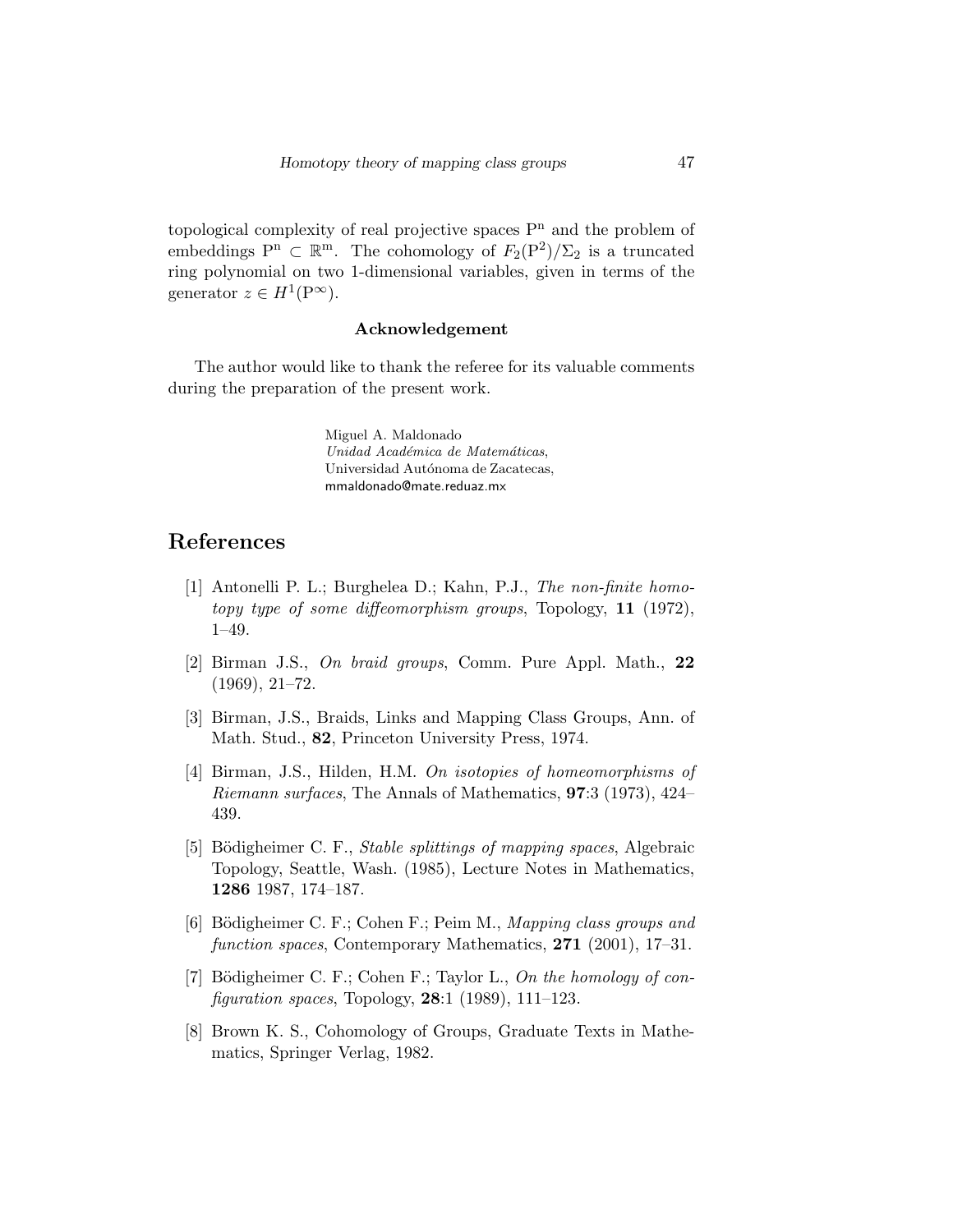topological complexity of real projective spaces $P^n$ and the problem of embeddings $P^n \subset \mathbb{R}^m$. The cohomology of $F_2(P^2)/\Sigma_2$ is a truncated ring polynomial on two 1-dimensional variables, given in terms of the generator $z \in H^1(P^\infty)$.

### Acknowledgement

The author would like to thank the referee for its valuable comments during the preparation of the present work.

Miguel A. Maldonado
*Unidad Académica de Matemáticas*,
Universidad Autónoma de Zacatecas,
mmaldonado@mate.reduaz.mx

## References

[1] Antonelli P. L.; Burghelea D.; Kahn, P.J., *The non-finite homotopy type of some diffeomorphism groups*, Topology, **11** (1972), 1–49.

[2] Birman J.S., *On braid groups*, Comm. Pure Appl. Math., **22** (1969), 21–72.

[3] Birman, J.S., Braids, Links and Mapping Class Groups, Ann. of Math. Stud., **82**, Princeton University Press, 1974.

[4] Birman, J.S., Hilden, H.M. *On isotopies of homeomorphisms of Riemann surfaces*, The Annals of Mathematics, **97**:3 (1973), 424–439.

[5] Bödigheimer C. F., *Stable splittings of mapping spaces*, Algebraic Topology, Seattle, Wash. (1985), Lecture Notes in Mathematics, **1286** 1987, 174–187.

[6] Bödigheimer C. F.; Cohen F.; Peim M., *Mapping class groups and function spaces*, Contemporary Mathematics, **271** (2001), 17–31.

[7] Bödigheimer C. F.; Cohen F.; Taylor L., *On the homology of configuration spaces*, Topology, **28**:1 (1989), 111–123.

[8] Brown K. S., Cohomology of Groups, Graduate Texts in Mathematics, Springer Verlag, 1982.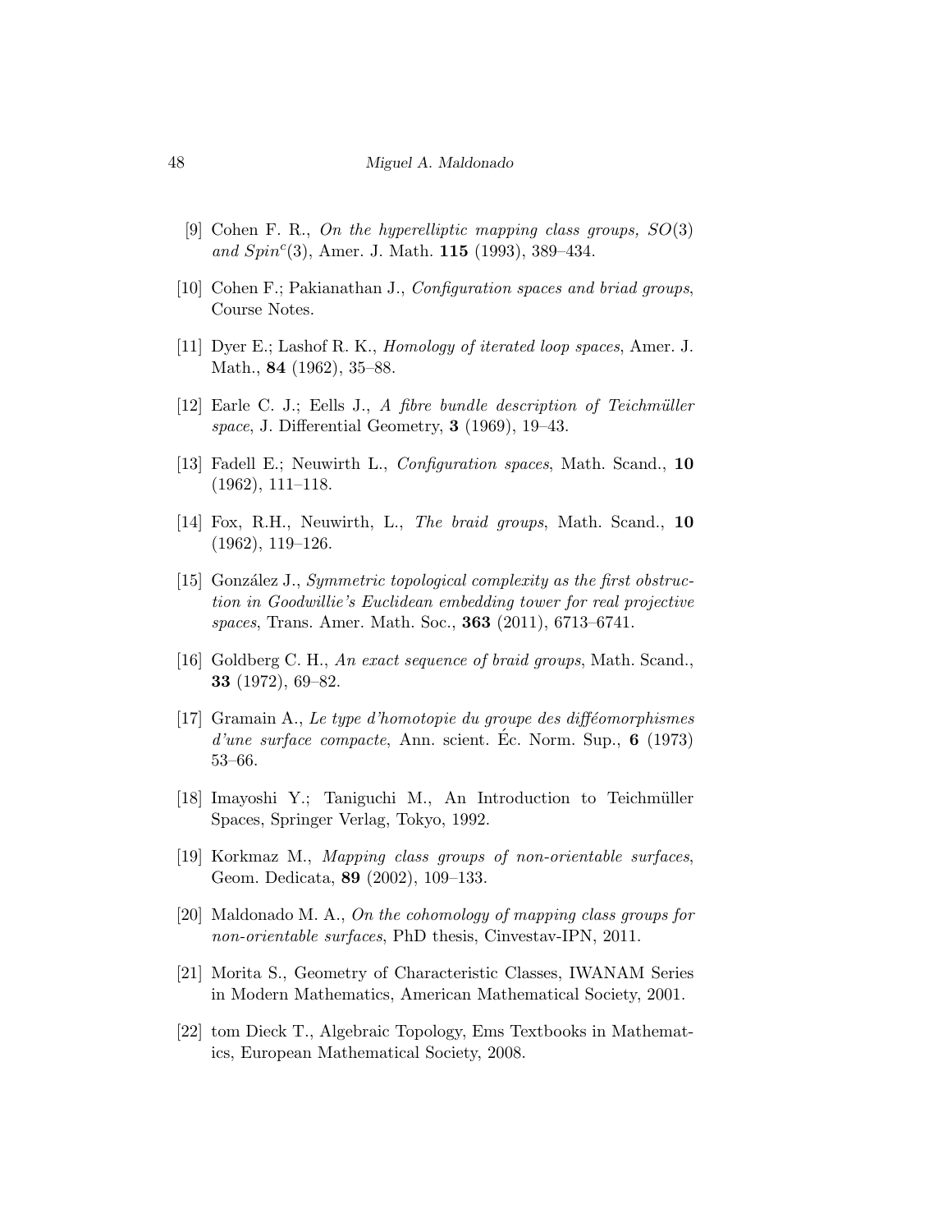[9] Cohen F. R., *On the hyperelliptic mapping class groups, $SO(3)$ and $Spin^c(3)$*, Amer. J. Math. **115** (1993), 389–434.

[10] Cohen F.; Pakianathan J., *Configuration spaces and briad groups*, Course Notes.

[11] Dyer E.; Lashof R. K., *Homology of iterated loop spaces*, Amer. J. Math., **84** (1962), 35–88.

[12] Earle C. J.; Eells J., *A fibre bundle description of Teichmüller space*, J. Differential Geometry, **3** (1969), 19–43.

[13] Fadell E.; Neuwirth L., *Configuration spaces*, Math. Scand., **10** (1962), 111–118.

[14] Fox, R.H., Neuwirth, L., *The braid groups*, Math. Scand., **10** (1962), 119–126.

[15] González J., *Symmetric topological complexity as the first obstruction in Goodwillie's Euclidean embedding tower for real projective spaces*, Trans. Amer. Math. Soc., **363** (2011), 6713–6741.

[16] Goldberg C. H., *An exact sequence of braid groups*, Math. Scand., **33** (1972), 69–82.

[17] Gramain A., *Le type d'homotopie du groupe des difféomorphismes d'une surface compacte*, Ann. scient. Éc. Norm. Sup., **6** (1973) 53–66.

[18] Imayoshi Y.; Taniguchi M., An Introduction to Teichmüller Spaces, Springer Verlag, Tokyo, 1992.

[19] Korkmaz M., *Mapping class groups of non-orientable surfaces*, Geom. Dedicata, **89** (2002), 109–133.

[20] Maldonado M. A., *On the cohomology of mapping class groups for non-orientable surfaces*, PhD thesis, Cinvestav-IPN, 2011.

[21] Morita S., Geometry of Characteristic Classes, IWANAM Series in Modern Mathematics, American Mathematical Society, 2001.

[22] tom Dieck T., Algebraic Topology, Ems Textbooks in Mathematics, European Mathematical Society, 2008.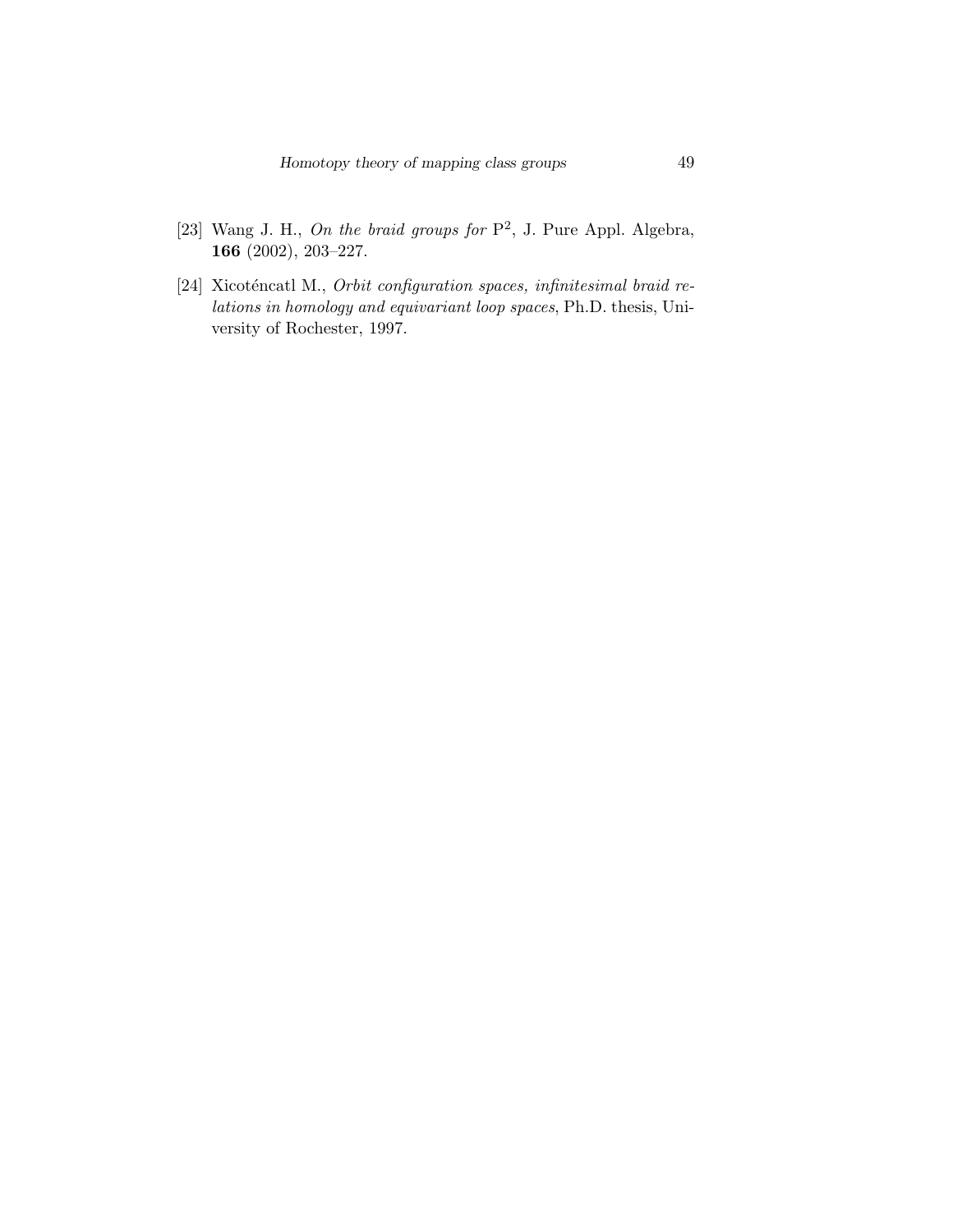[23] Wang J. H., *On the braid groups for* $\mathrm{P}^2$, J. Pure Appl. Algebra, **166** (2002), 203–227.

[24] Xicoténcatl M., *Orbit configuration spaces, infinitesimal braid relations in homology and equivariant loop spaces*, Ph.D. thesis, University of Rochester, 1997.